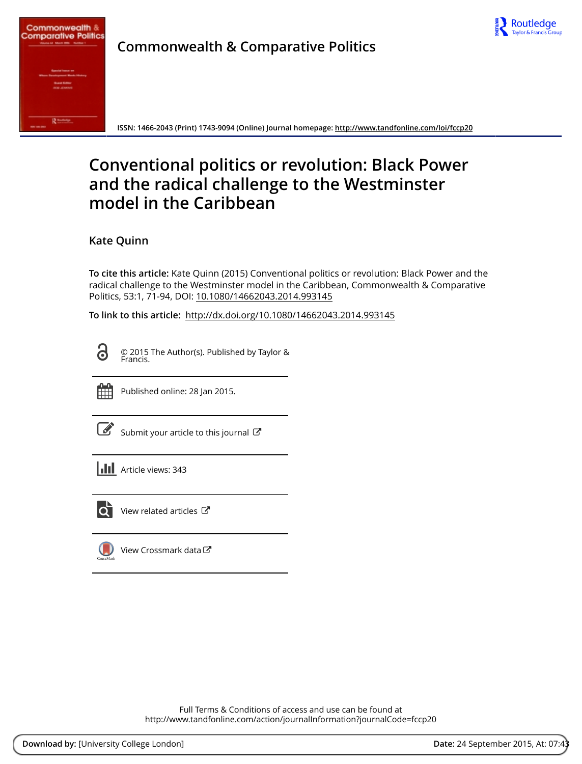Commonwealth & Comparative Politics

ISSN: 1466-2043 (Print) 1743-9094 (Online) Journal homepage: http://www.tandfonline.com/loi/fccp20

# Conventional politics or revolution: Black Power and the radical challenge to the Westminster model in the Caribbean

Kate Quinn

**To cite this article:** Kate Quinn (2015) Conventional politics or revolution: Black Power and the radical challenge to the Westminster model in the Caribbean, Commonwealth & Comparative Politics, 53:1, 71-94, DOI: 10.1080/14662043.2014.993145

**To link to this article:** http://dx.doi.org/10.1080/14662043.2014.993145

© 2015 The Author(s). Published by Taylor & Francis.

Published online: 28 Jan 2015.

Submit your article to this journal

Article views: 343

View related articles

View Crossmark data

Full Terms & Conditions of access and use can be found at http://www.tandfonline.com/action/journalInformation?journalCode=fccp20

**Download by:** [University College London] **Date:** 24 September 2015, At: 07:43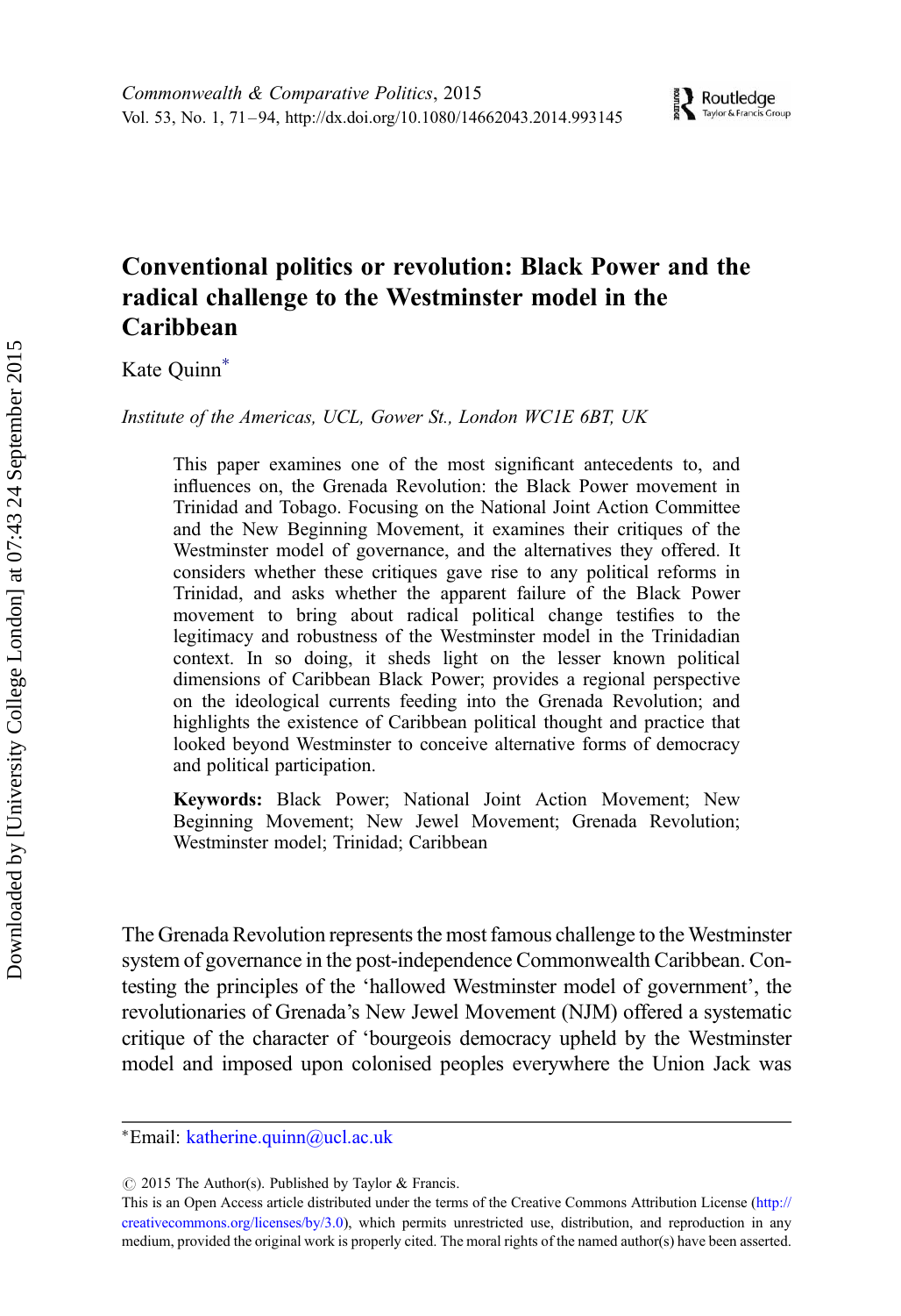# Conventional politics or revolution: Black Power and the radical challenge to the Westminster model in the Caribbean

Kate Quinn*

*Institute of the Americas, UCL, Gower St., London WC1E 6BT, UK*

> This paper examines one of the most significant antecedents to, and influences on, the Grenada Revolution: the Black Power movement in Trinidad and Tobago. Focusing on the National Joint Action Committee and the New Beginning Movement, it examines their critiques of the Westminster model of governance, and the alternatives they offered. It considers whether these critiques gave rise to any political reforms in Trinidad, and asks whether the apparent failure of the Black Power movement to bring about radical political change testifies to the legitimacy and robustness of the Westminster model in the Trinidadian context. In so doing, it sheds light on the lesser known political dimensions of Caribbean Black Power; provides a regional perspective on the ideological currents feeding into the Grenada Revolution; and highlights the existence of Caribbean political thought and practice that looked beyond Westminster to conceive alternative forms of democracy and political participation.
>
> **Keywords:** Black Power; National Joint Action Movement; New Beginning Movement; New Jewel Movement; Grenada Revolution; Westminster model; Trinidad; Caribbean

The Grenada Revolution represents the most famous challenge to the Westminster system of governance in the post-independence Commonwealth Caribbean. Contesting the principles of the 'hallowed Westminster model of government', the revolutionaries of Grenada's New Jewel Movement (NJM) offered a systematic critique of the character of 'bourgeois democracy upheld by the Westminster model and imposed upon colonised peoples everywhere the Union Jack was

---

*Email: katherine.quinn@ucl.ac.uk

© 2015 The Author(s). Published by Taylor & Francis.
This is an Open Access article distributed under the terms of the Creative Commons Attribution License (http://creativecommons.org/licenses/by/3.0), which permits unrestricted use, distribution, and reproduction in any medium, provided the original work is properly cited. The moral rights of the named author(s) have been asserted.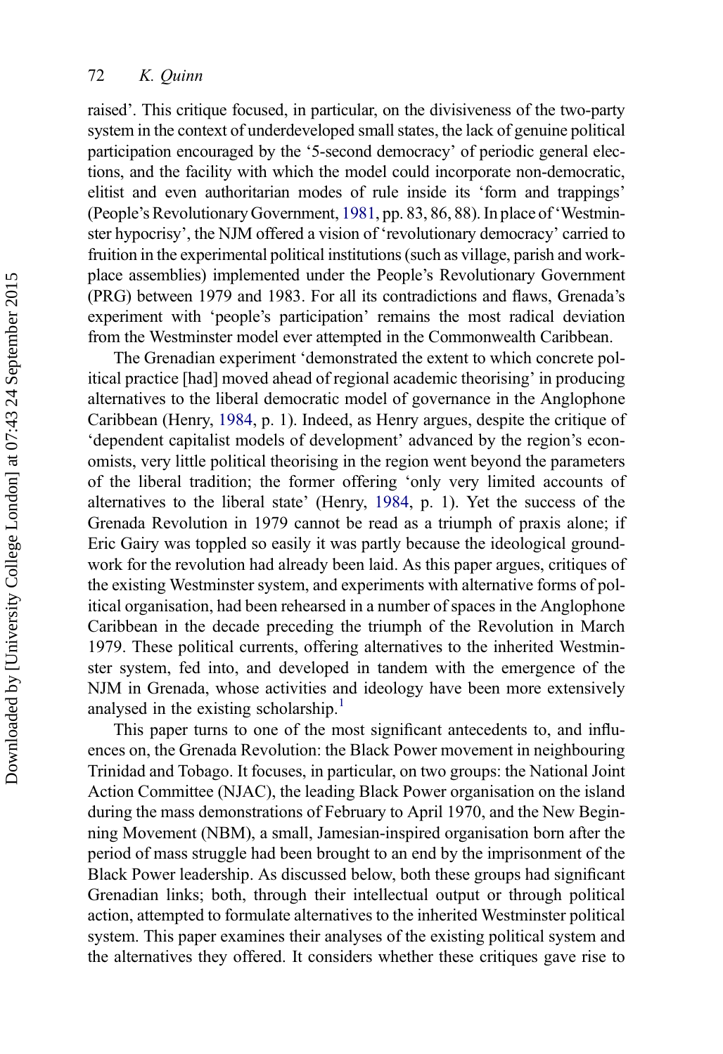raised'. This critique focused, in particular, on the divisiveness of the two-party system in the context of underdeveloped small states, the lack of genuine political participation encouraged by the '5-second democracy' of periodic general elections, and the facility with which the model could incorporate non-democratic, elitist and even authoritarian modes of rule inside its 'form and trappings' (People's Revolutionary Government, 1981, pp. 83, 86, 88). In place of 'Westminster hypocrisy', the NJM offered a vision of 'revolutionary democracy' carried to fruition in the experimental political institutions (such as village, parish and workplace assemblies) implemented under the People's Revolutionary Government (PRG) between 1979 and 1983. For all its contradictions and flaws, Grenada's experiment with 'people's participation' remains the most radical deviation from the Westminster model ever attempted in the Commonwealth Caribbean.

The Grenadian experiment 'demonstrated the extent to which concrete political practice [had] moved ahead of regional academic theorising' in producing alternatives to the liberal democratic model of governance in the Anglophone Caribbean (Henry, 1984, p. 1). Indeed, as Henry argues, despite the critique of 'dependent capitalist models of development' advanced by the region's economists, very little political theorising in the region went beyond the parameters of the liberal tradition; the former offering 'only very limited accounts of alternatives to the liberal state' (Henry, 1984, p. 1). Yet the success of the Grenada Revolution in 1979 cannot be read as a triumph of praxis alone; if Eric Gairy was toppled so easily it was partly because the ideological groundwork for the revolution had already been laid. As this paper argues, critiques of the existing Westminster system, and experiments with alternative forms of political organisation, had been rehearsed in a number of spaces in the Anglophone Caribbean in the decade preceding the triumph of the Revolution in March 1979. These political currents, offering alternatives to the inherited Westminster system, fed into, and developed in tandem with the emergence of the NJM in Grenada, whose activities and ideology have been more extensively analysed in the existing scholarship.[1]

This paper turns to one of the most significant antecedents to, and influences on, the Grenada Revolution: the Black Power movement in neighbouring Trinidad and Tobago. It focuses, in particular, on two groups: the National Joint Action Committee (NJAC), the leading Black Power organisation on the island during the mass demonstrations of February to April 1970, and the New Beginning Movement (NBM), a small, Jamesian-inspired organisation born after the period of mass struggle had been brought to an end by the imprisonment of the Black Power leadership. As discussed below, both these groups had significant Grenadian links; both, through their intellectual output or through political action, attempted to formulate alternatives to the inherited Westminster political system. This paper examines their analyses of the existing political system and the alternatives they offered. It considers whether these critiques gave rise to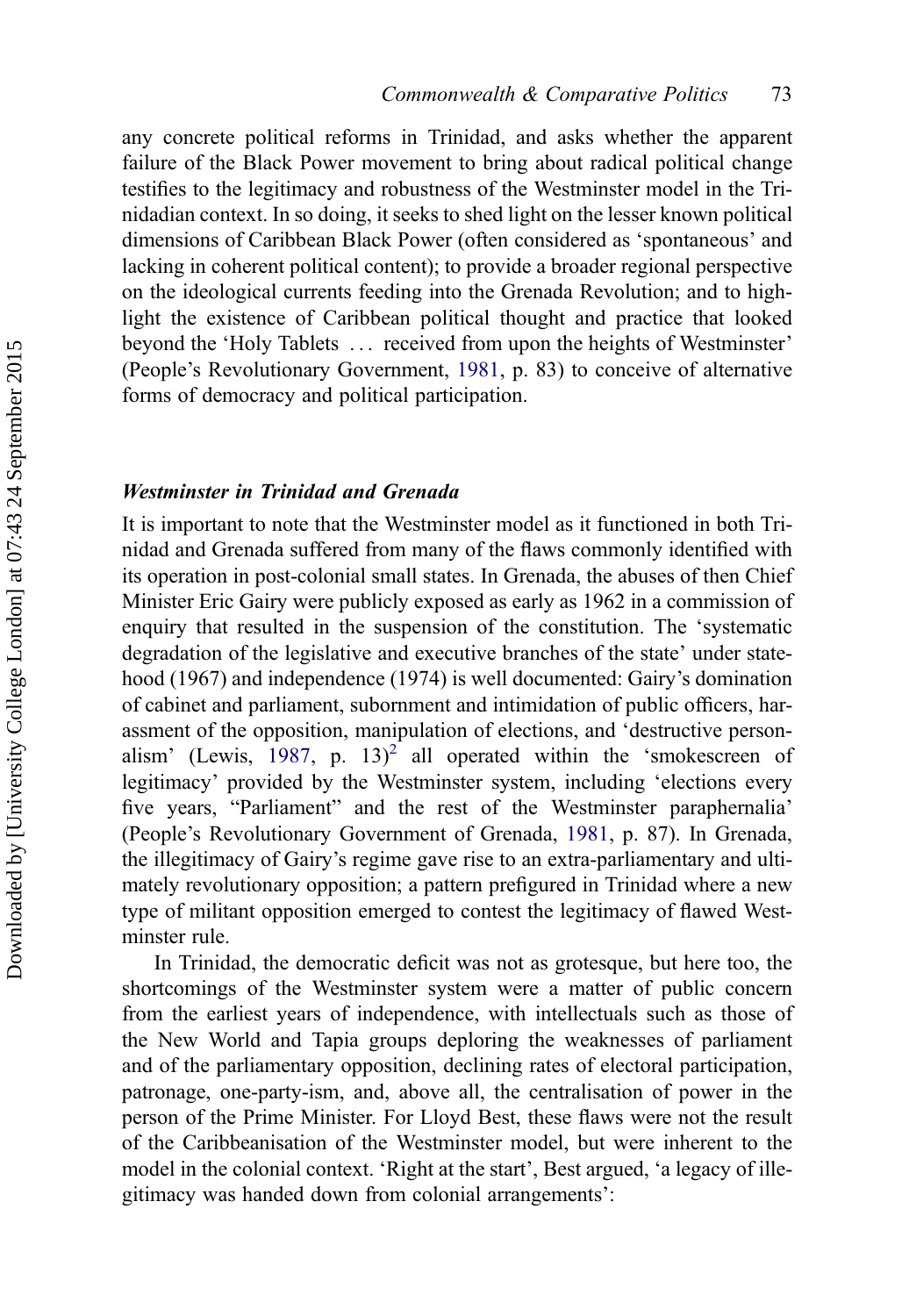any concrete political reforms in Trinidad, and asks whether the apparent failure of the Black Power movement to bring about radical political change testifies to the legitimacy and robustness of the Westminster model in the Trinidadian context. In so doing, it seeks to shed light on the lesser known political dimensions of Caribbean Black Power (often considered as 'spontaneous' and lacking in coherent political content); to provide a broader regional perspective on the ideological currents feeding into the Grenada Revolution; and to highlight the existence of Caribbean political thought and practice that looked beyond the 'Holy Tablets … received from upon the heights of Westminster' (People's Revolutionary Government, 1981, p. 83) to conceive of alternative forms of democracy and political participation.

### *Westminster in Trinidad and Grenada*

It is important to note that the Westminster model as it functioned in both Trinidad and Grenada suffered from many of the flaws commonly identified with its operation in post-colonial small states. In Grenada, the abuses of then Chief Minister Eric Gairy were publicly exposed as early as 1962 in a commission of enquiry that resulted in the suspension of the constitution. The 'systematic degradation of the legislative and executive branches of the state' under statehood (1967) and independence (1974) is well documented: Gairy's domination of cabinet and parliament, subornment and intimidation of public officers, harassment of the opposition, manipulation of elections, and 'destructive personalism' (Lewis, 1987, p. 13)[2] all operated within the 'smokescreen of legitimacy' provided by the Westminster system, including 'elections every five years, "Parliament" and the rest of the Westminster paraphernalia' (People's Revolutionary Government of Grenada, 1981, p. 87). In Grenada, the illegitimacy of Gairy's regime gave rise to an extra-parliamentary and ultimately revolutionary opposition; a pattern prefigured in Trinidad where a new type of militant opposition emerged to contest the legitimacy of flawed Westminster rule.

In Trinidad, the democratic deficit was not as grotesque, but here too, the shortcomings of the Westminster system were a matter of public concern from the earliest years of independence, with intellectuals such as those of the New World and Tapia groups deploring the weaknesses of parliament and of the parliamentary opposition, declining rates of electoral participation, patronage, one-party-ism, and, above all, the centralisation of power in the person of the Prime Minister. For Lloyd Best, these flaws were not the result of the Caribbeanisation of the Westminster model, but were inherent to the model in the colonial context. 'Right at the start', Best argued, 'a legacy of illegitimacy was handed down from colonial arrangements':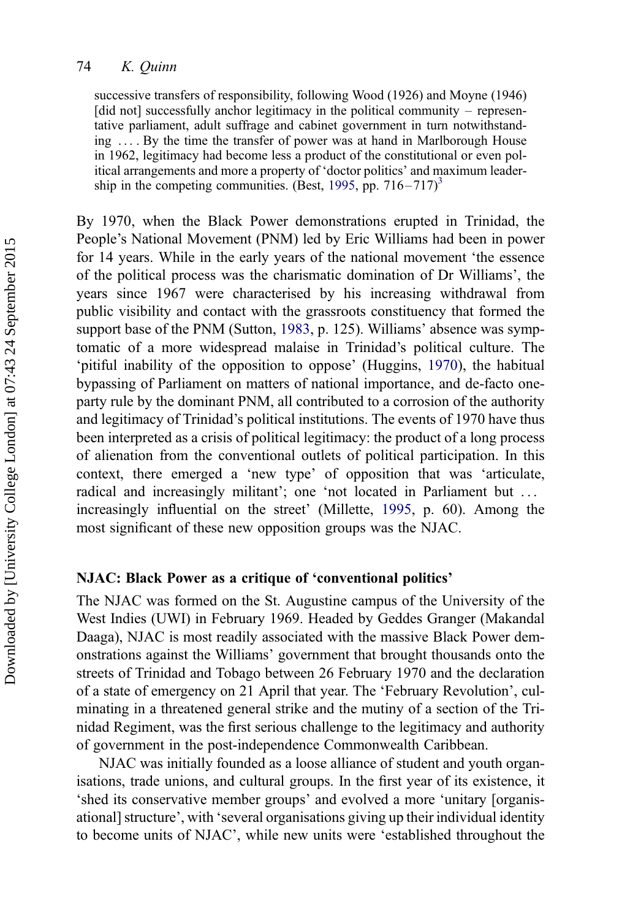> successive transfers of responsibility, following Wood (1926) and Moyne (1946) [did not] successfully anchor legitimacy in the political community – representative parliament, adult suffrage and cabinet government in turn notwithstanding .... By the time the transfer of power was at hand in Marlborough House in 1962, legitimacy had become less a product of the constitutional or even political arrangements and more a property of 'doctor politics' and maximum leadership in the competing communities. (Best, 1995, pp. 716–717)[3]

By 1970, when the Black Power demonstrations erupted in Trinidad, the People's National Movement (PNM) led by Eric Williams had been in power for 14 years. While in the early years of the national movement 'the essence of the political process was the charismatic domination of Dr Williams', the years since 1967 were characterised by his increasing withdrawal from public visibility and contact with the grassroots constituency that formed the support base of the PNM (Sutton, 1983, p. 125). Williams' absence was symptomatic of a more widespread malaise in Trinidad's political culture. The 'pitiful inability of the opposition to oppose' (Huggins, 1970), the habitual bypassing of Parliament on matters of national importance, and de-facto one-party rule by the dominant PNM, all contributed to a corrosion of the authority and legitimacy of Trinidad's political institutions. The events of 1970 have thus been interpreted as a crisis of political legitimacy: the product of a long process of alienation from the conventional outlets of political participation. In this context, there emerged a 'new type' of opposition that was 'articulate, radical and increasingly militant'; one 'not located in Parliament but ... increasingly influential on the street' (Millette, 1995, p. 60). Among the most significant of these new opposition groups was the NJAC.

## NJAC: Black Power as a critique of 'conventional politics'

The NJAC was formed on the St. Augustine campus of the University of the West Indies (UWI) in February 1969. Headed by Geddes Granger (Makandal Daaga), NJAC is most readily associated with the massive Black Power demonstrations against the Williams' government that brought thousands onto the streets of Trinidad and Tobago between 26 February 1970 and the declaration of a state of emergency on 21 April that year. The 'February Revolution', culminating in a threatened general strike and the mutiny of a section of the Trinidad Regiment, was the first serious challenge to the legitimacy and authority of government in the post-independence Commonwealth Caribbean.

NJAC was initially founded as a loose alliance of student and youth organisations, trade unions, and cultural groups. In the first year of its existence, it 'shed its conservative member groups' and evolved a more 'unitary [organisational] structure', with 'several organisations giving up their individual identity to become units of NJAC', while new units were 'established throughout the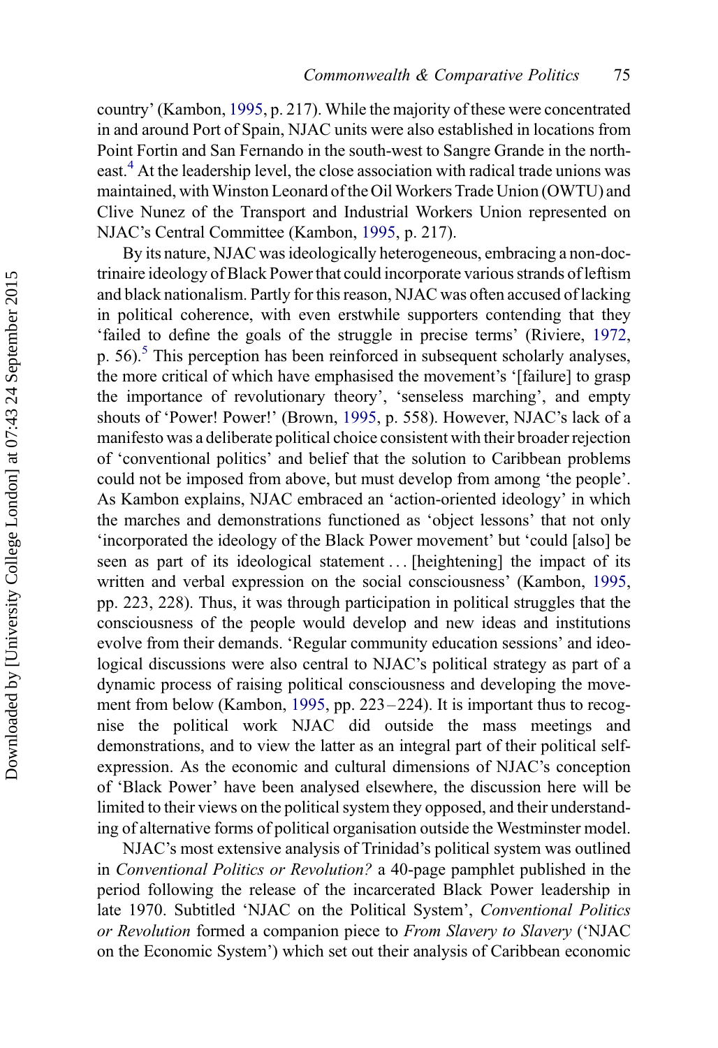country' (Kambon, 1995, p. 217). While the majority of these were concentrated in and around Port of Spain, NJAC units were also established in locations from Point Fortin and San Fernando in the south-west to Sangre Grande in the north-east.[4] At the leadership level, the close association with radical trade unions was maintained, with Winston Leonard of the Oil Workers Trade Union (OWTU) and Clive Nunez of the Transport and Industrial Workers Union represented on NJAC's Central Committee (Kambon, 1995, p. 217).

By its nature, NJAC was ideologically heterogeneous, embracing a non-doctrinaire ideology of Black Power that could incorporate various strands of leftism and black nationalism. Partly for this reason, NJAC was often accused of lacking in political coherence, with even erstwhile supporters contending that they 'failed to define the goals of the struggle in precise terms' (Riviere, 1972, p. 56).[5] This perception has been reinforced in subsequent scholarly analyses, the more critical of which have emphasised the movement's '[failure] to grasp the importance of revolutionary theory', 'senseless marching', and empty shouts of 'Power! Power!' (Brown, 1995, p. 558). However, NJAC's lack of a manifesto was a deliberate political choice consistent with their broader rejection of 'conventional politics' and belief that the solution to Caribbean problems could not be imposed from above, but must develop from among 'the people'. As Kambon explains, NJAC embraced an 'action-oriented ideology' in which the marches and demonstrations functioned as 'object lessons' that not only 'incorporated the ideology of the Black Power movement' but 'could [also] be seen as part of its ideological statement ... [heightening] the impact of its written and verbal expression on the social consciousness' (Kambon, 1995, pp. 223, 228). Thus, it was through participation in political struggles that the consciousness of the people would develop and new ideas and institutions evolve from their demands. 'Regular community education sessions' and ideological discussions were also central to NJAC's political strategy as part of a dynamic process of raising political consciousness and developing the movement from below (Kambon, 1995, pp. 223–224). It is important thus to recognise the political work NJAC did outside the mass meetings and demonstrations, and to view the latter as an integral part of their political self-expression. As the economic and cultural dimensions of NJAC's conception of 'Black Power' have been analysed elsewhere, the discussion here will be limited to their views on the political system they opposed, and their understanding of alternative forms of political organisation outside the Westminster model.

NJAC's most extensive analysis of Trinidad's political system was outlined in *Conventional Politics or Revolution?* a 40-page pamphlet published in the period following the release of the incarcerated Black Power leadership in late 1970. Subtitled 'NJAC on the Political System', *Conventional Politics or Revolution* formed a companion piece to *From Slavery to Slavery* ('NJAC on the Economic System') which set out their analysis of Caribbean economic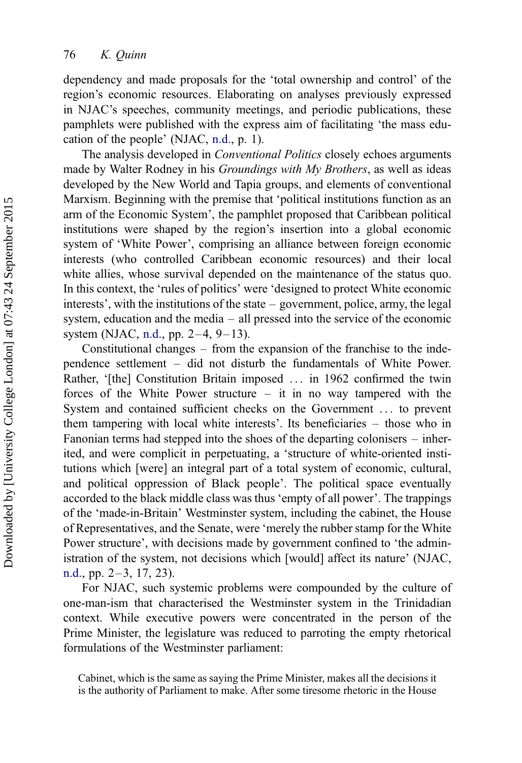dependency and made proposals for the 'total ownership and control' of the region's economic resources. Elaborating on analyses previously expressed in NJAC's speeches, community meetings, and periodic publications, these pamphlets were published with the express aim of facilitating 'the mass education of the people' (NJAC, n.d., p. 1).

The analysis developed in *Conventional Politics* closely echoes arguments made by Walter Rodney in his *Groundings with My Brothers*, as well as ideas developed by the New World and Tapia groups, and elements of conventional Marxism. Beginning with the premise that 'political institutions function as an arm of the Economic System', the pamphlet proposed that Caribbean political institutions were shaped by the region's insertion into a global economic system of 'White Power', comprising an alliance between foreign economic interests (who controlled Caribbean economic resources) and their local white allies, whose survival depended on the maintenance of the status quo. In this context, the 'rules of politics' were 'designed to protect White economic interests', with the institutions of the state – government, police, army, the legal system, education and the media – all pressed into the service of the economic system (NJAC, n.d., pp. 2–4, 9–13).

Constitutional changes – from the expansion of the franchise to the independence settlement – did not disturb the fundamentals of White Power. Rather, '[the] Constitution Britain imposed ... in 1962 confirmed the twin forces of the White Power structure – it in no way tampered with the System and contained sufficient checks on the Government ... to prevent them tampering with local white interests'. Its beneficiaries – those who in Fanonian terms had stepped into the shoes of the departing colonisers – inherited, and were complicit in perpetuating, a 'structure of white-oriented institutions which [were] an integral part of a total system of economic, cultural, and political oppression of Black people'. The political space eventually accorded to the black middle class was thus 'empty of all power'. The trappings of the 'made-in-Britain' Westminster system, including the cabinet, the House of Representatives, and the Senate, were 'merely the rubber stamp for the White Power structure', with decisions made by government confined to 'the administration of the system, not decisions which [would] affect its nature' (NJAC, n.d., pp. 2–3, 17, 23).

For NJAC, such systemic problems were compounded by the culture of one-man-ism that characterised the Westminster system in the Trinidadian context. While executive powers were concentrated in the person of the Prime Minister, the legislature was reduced to parroting the empty rhetorical formulations of the Westminster parliament:

> Cabinet, which is the same as saying the Prime Minister, makes all the decisions it is the authority of Parliament to make. After some tiresome rhetoric in the House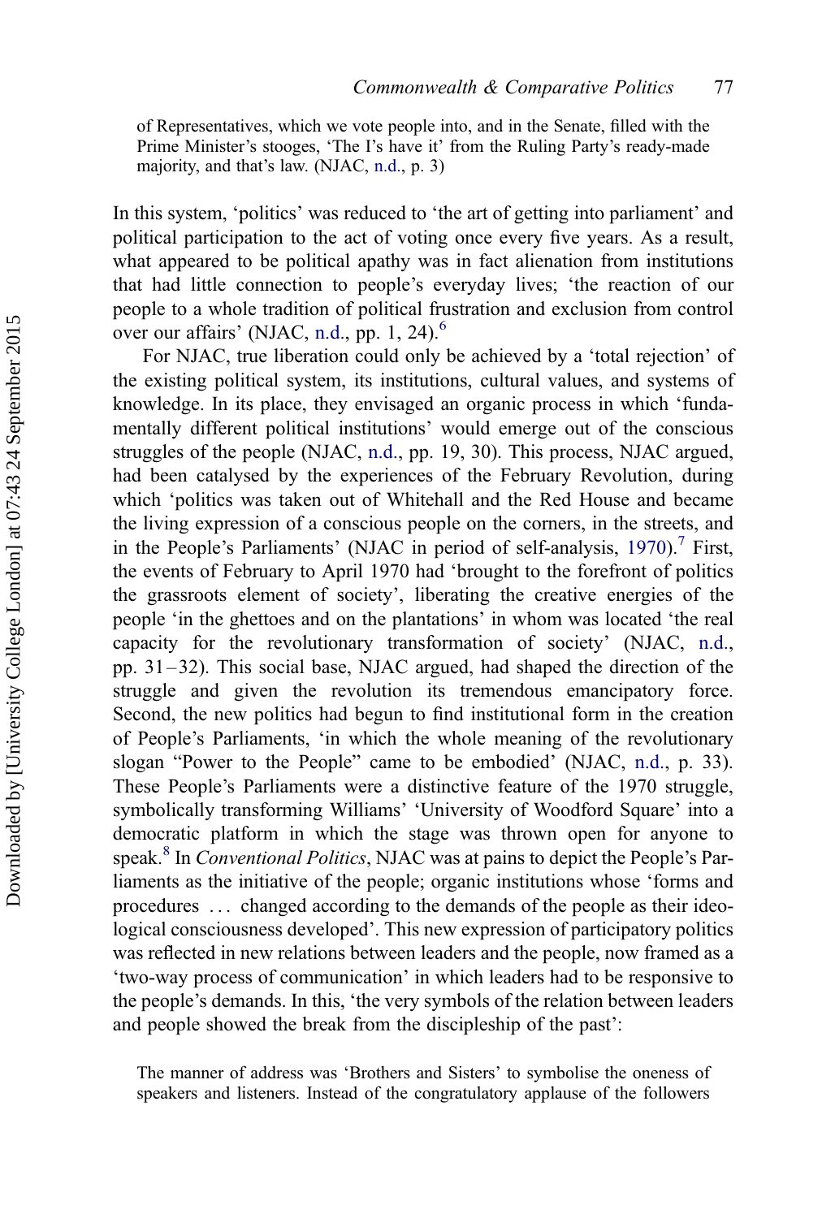of Representatives, which we vote people into, and in the Senate, filled with the Prime Minister's stooges, 'The I's have it' from the Ruling Party's ready-made majority, and that's law. (NJAC, n.d., p. 3)

In this system, 'politics' was reduced to 'the art of getting into parliament' and political participation to the act of voting once every five years. As a result, what appeared to be political apathy was in fact alienation from institutions that had little connection to people's everyday lives; 'the reaction of our people to a whole tradition of political frustration and exclusion from control over our affairs' (NJAC, n.d., pp. 1, 24).[6]

For NJAC, true liberation could only be achieved by a 'total rejection' of the existing political system, its institutions, cultural values, and systems of knowledge. In its place, they envisaged an organic process in which 'fundamentally different political institutions' would emerge out of the conscious struggles of the people (NJAC, n.d., pp. 19, 30). This process, NJAC argued, had been catalysed by the experiences of the February Revolution, during which 'politics was taken out of Whitehall and the Red House and became the living expression of a conscious people on the corners, in the streets, and in the People's Parliaments' (NJAC in period of self-analysis, 1970).[7] First, the events of February to April 1970 had 'brought to the forefront of politics the grassroots element of society', liberating the creative energies of the people 'in the ghettoes and on the plantations' in whom was located 'the real capacity for the revolutionary transformation of society' (NJAC, n.d., pp. 31–32). This social base, NJAC argued, had shaped the direction of the struggle and given the revolution its tremendous emancipatory force. Second, the new politics had begun to find institutional form in the creation of People's Parliaments, 'in which the whole meaning of the revolutionary slogan "Power to the People" came to be embodied' (NJAC, n.d., p. 33). These People's Parliaments were a distinctive feature of the 1970 struggle, symbolically transforming Williams' 'University of Woodford Square' into a democratic platform in which the stage was thrown open for anyone to speak.[8] In *Conventional Politics*, NJAC was at pains to depict the People's Parliaments as the initiative of the people; organic institutions whose 'forms and procedures … changed according to the demands of the people as their ideological consciousness developed'. This new expression of participatory politics was reflected in new relations between leaders and the people, now framed as a 'two-way process of communication' in which leaders had to be responsive to the people's demands. In this, 'the very symbols of the relation between leaders and people showed the break from the discipleship of the past':

The manner of address was 'Brothers and Sisters' to symbolise the oneness of speakers and listeners. Instead of the congratulatory applause of the followers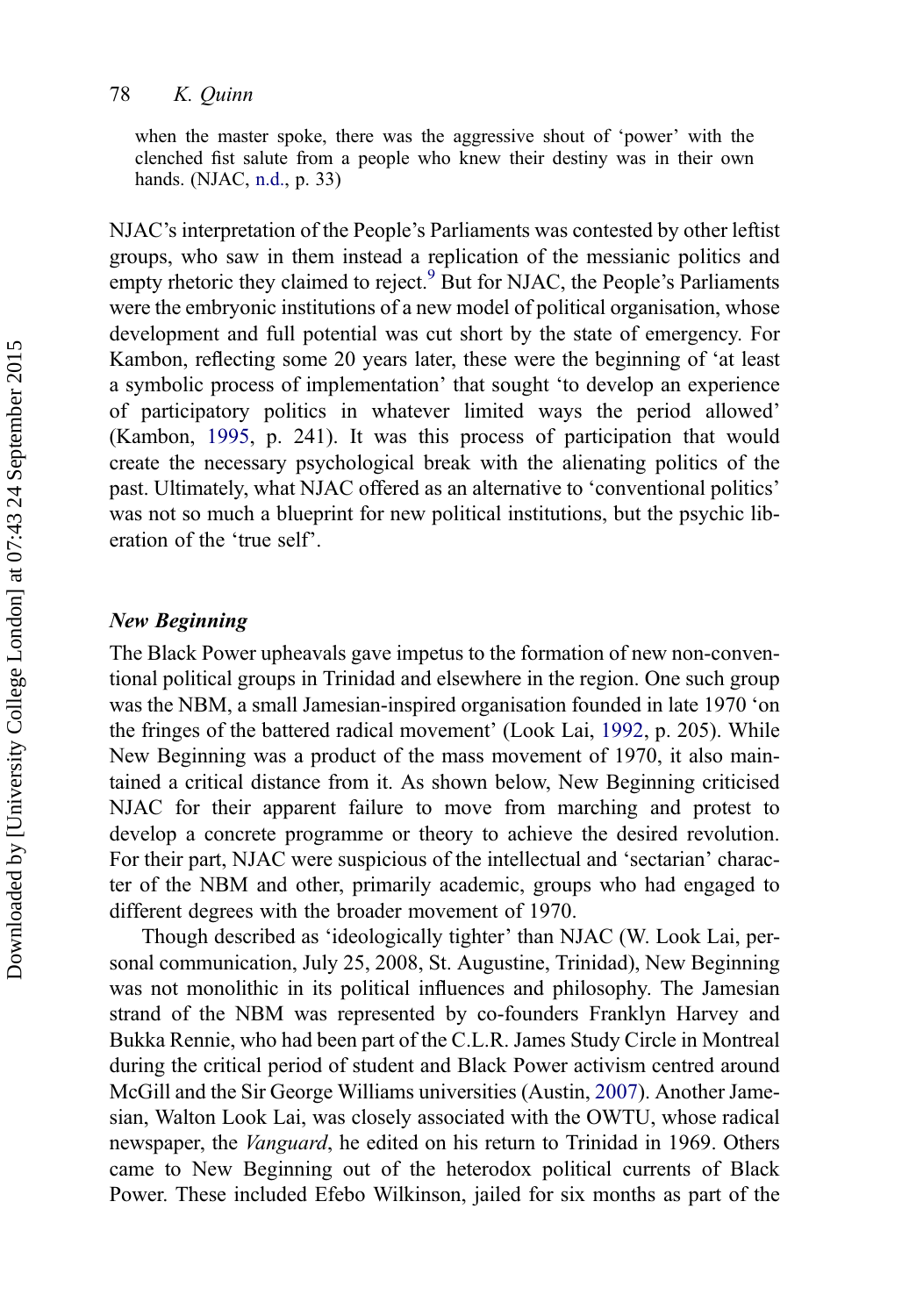> when the master spoke, there was the aggressive shout of 'power' with the clenched fist salute from a people who knew their destiny was in their own hands. (NJAC, n.d., p. 33)

NJAC's interpretation of the People's Parliaments was contested by other leftist groups, who saw in them instead a replication of the messianic politics and empty rhetoric they claimed to reject.[9] But for NJAC, the People's Parliaments were the embryonic institutions of a new model of political organisation, whose development and full potential was cut short by the state of emergency. For Kambon, reflecting some 20 years later, these were the beginning of 'at least a symbolic process of implementation' that sought 'to develop an experience of participatory politics in whatever limited ways the period allowed' (Kambon, 1995, p. 241). It was this process of participation that would create the necessary psychological break with the alienating politics of the past. Ultimately, what NJAC offered as an alternative to 'conventional politics' was not so much a blueprint for new political institutions, but the psychic liberation of the 'true self'.

### *New Beginning*

The Black Power upheavals gave impetus to the formation of new non-conventional political groups in Trinidad and elsewhere in the region. One such group was the NBM, a small Jamesian-inspired organisation founded in late 1970 'on the fringes of the battered radical movement' (Look Lai, 1992, p. 205). While New Beginning was a product of the mass movement of 1970, it also maintained a critical distance from it. As shown below, New Beginning criticised NJAC for their apparent failure to move from marching and protest to develop a concrete programme or theory to achieve the desired revolution. For their part, NJAC were suspicious of the intellectual and 'sectarian' character of the NBM and other, primarily academic, groups who had engaged to different degrees with the broader movement of 1970.

Though described as 'ideologically tighter' than NJAC (W. Look Lai, personal communication, July 25, 2008, St. Augustine, Trinidad), New Beginning was not monolithic in its political influences and philosophy. The Jamesian strand of the NBM was represented by co-founders Franklyn Harvey and Bukka Rennie, who had been part of the C.L.R. James Study Circle in Montreal during the critical period of student and Black Power activism centred around McGill and the Sir George Williams universities (Austin, 2007). Another Jamesian, Walton Look Lai, was closely associated with the OWTU, whose radical newspaper, the *Vanguard*, he edited on his return to Trinidad in 1969. Others came to New Beginning out of the heterodox political currents of Black Power. These included Efebo Wilkinson, jailed for six months as part of the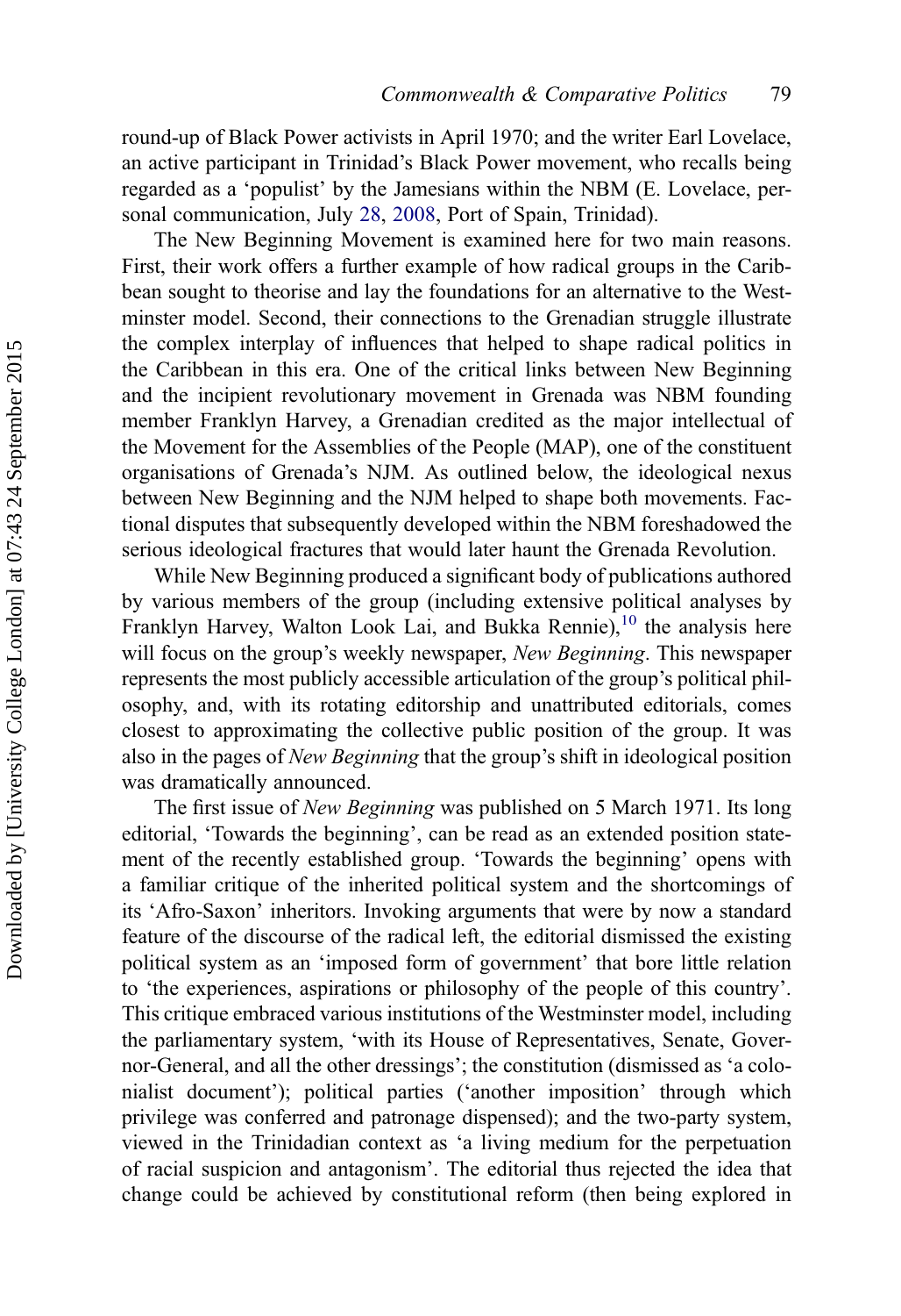round-up of Black Power activists in April 1970; and the writer Earl Lovelace, an active participant in Trinidad's Black Power movement, who recalls being regarded as a 'populist' by the Jamesians within the NBM (E. Lovelace, personal communication, July 28, 2008, Port of Spain, Trinidad).

The New Beginning Movement is examined here for two main reasons. First, their work offers a further example of how radical groups in the Caribbean sought to theorise and lay the foundations for an alternative to the Westminster model. Second, their connections to the Grenadian struggle illustrate the complex interplay of influences that helped to shape radical politics in the Caribbean in this era. One of the critical links between New Beginning and the incipient revolutionary movement in Grenada was NBM founding member Franklyn Harvey, a Grenadian credited as the major intellectual of the Movement for the Assemblies of the People (MAP), one of the constituent organisations of Grenada's NJM. As outlined below, the ideological nexus between New Beginning and the NJM helped to shape both movements. Factional disputes that subsequently developed within the NBM foreshadowed the serious ideological fractures that would later haunt the Grenada Revolution.

While New Beginning produced a significant body of publications authored by various members of the group (including extensive political analyses by Franklyn Harvey, Walton Look Lai, and Bukka Rennie),[10] the analysis here will focus on the group's weekly newspaper, *New Beginning*. This newspaper represents the most publicly accessible articulation of the group's political philosophy, and, with its rotating editorship and unattributed editorials, comes closest to approximating the collective public position of the group. It was also in the pages of *New Beginning* that the group's shift in ideological position was dramatically announced.

The first issue of *New Beginning* was published on 5 March 1971. Its long editorial, 'Towards the beginning', can be read as an extended position statement of the recently established group. 'Towards the beginning' opens with a familiar critique of the inherited political system and the shortcomings of its 'Afro-Saxon' inheritors. Invoking arguments that were by now a standard feature of the discourse of the radical left, the editorial dismissed the existing political system as an 'imposed form of government' that bore little relation to 'the experiences, aspirations or philosophy of the people of this country'. This critique embraced various institutions of the Westminster model, including the parliamentary system, 'with its House of Representatives, Senate, Governor-General, and all the other dressings'; the constitution (dismissed as 'a colonialist document'); political parties ('another imposition' through which privilege was conferred and patronage dispensed); and the two-party system, viewed in the Trinidadian context as 'a living medium for the perpetuation of racial suspicion and antagonism'. The editorial thus rejected the idea that change could be achieved by constitutional reform (then being explored in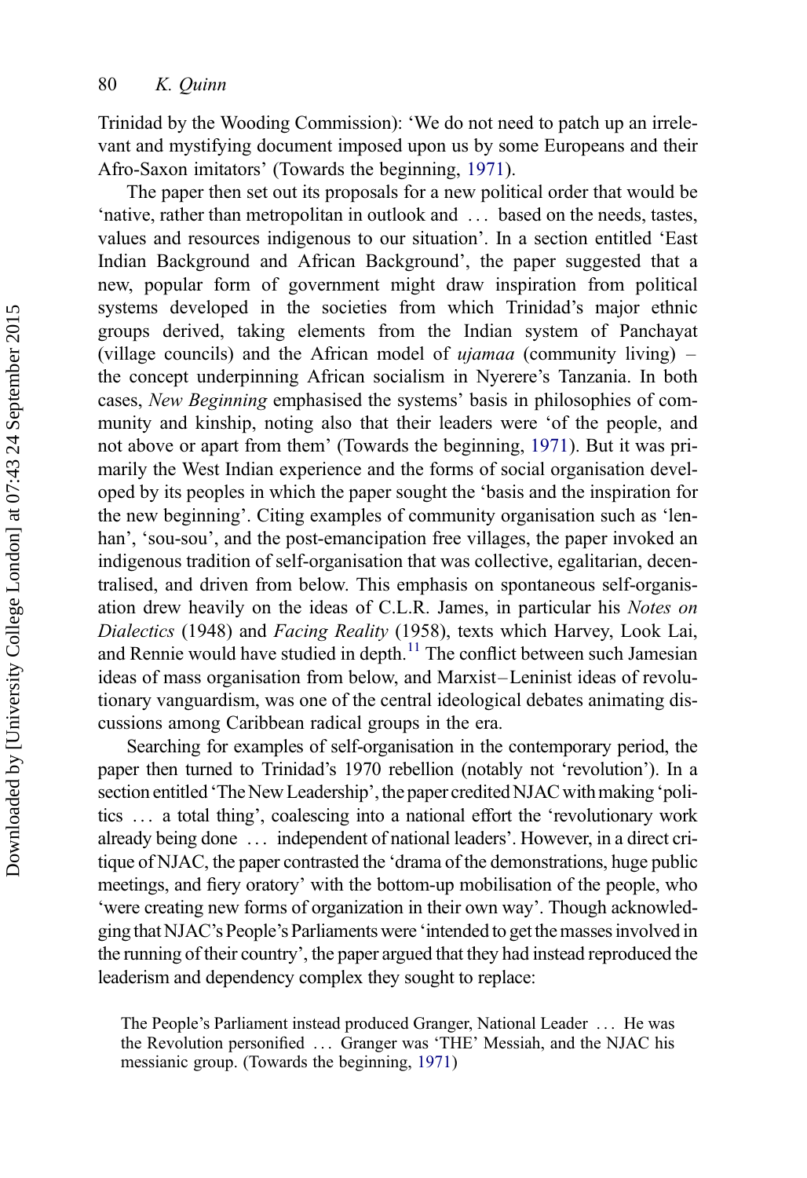Trinidad by the Wooding Commission): 'We do not need to patch up an irrelevant and mystifying document imposed upon us by some Europeans and their Afro-Saxon imitators' (Towards the beginning, 1971).

The paper then set out its proposals for a new political order that would be 'native, rather than metropolitan in outlook and … based on the needs, tastes, values and resources indigenous to our situation'. In a section entitled 'East Indian Background and African Background', the paper suggested that a new, popular form of government might draw inspiration from political systems developed in the societies from which Trinidad's major ethnic groups derived, taking elements from the Indian system of Panchayat (village councils) and the African model of *ujamaa* (community living) – the concept underpinning African socialism in Nyerere's Tanzania. In both cases, *New Beginning* emphasised the systems' basis in philosophies of community and kinship, noting also that their leaders were 'of the people, and not above or apart from them' (Towards the beginning, 1971). But it was primarily the West Indian experience and the forms of social organisation developed by its peoples in which the paper sought the 'basis and the inspiration for the new beginning'. Citing examples of community organisation such as 'lenhan', 'sou-sou', and the post-emancipation free villages, the paper invoked an indigenous tradition of self-organisation that was collective, egalitarian, decentralised, and driven from below. This emphasis on spontaneous self-organisation drew heavily on the ideas of C.L.R. James, in particular his *Notes on Dialectics* (1948) and *Facing Reality* (1958), texts which Harvey, Look Lai, and Rennie would have studied in depth.[11] The conflict between such Jamesian ideas of mass organisation from below, and Marxist–Leninist ideas of revolutionary vanguardism, was one of the central ideological debates animating discussions among Caribbean radical groups in the era.

Searching for examples of self-organisation in the contemporary period, the paper then turned to Trinidad's 1970 rebellion (notably not 'revolution'). In a section entitled 'The New Leadership', the paper credited NJAC with making 'politics … a total thing', coalescing into a national effort the 'revolutionary work already being done … independent of national leaders'. However, in a direct critique of NJAC, the paper contrasted the 'drama of the demonstrations, huge public meetings, and fiery oratory' with the bottom-up mobilisation of the people, who 'were creating new forms of organization in their own way'. Though acknowledging that NJAC's People's Parliaments were 'intended to get the masses involved in the running of their country', the paper argued that they had instead reproduced the leaderism and dependency complex they sought to replace:

> The People's Parliament instead produced Granger, National Leader … He was the Revolution personified … Granger was 'THE' Messiah, and the NJAC his messianic group. (Towards the beginning, 1971)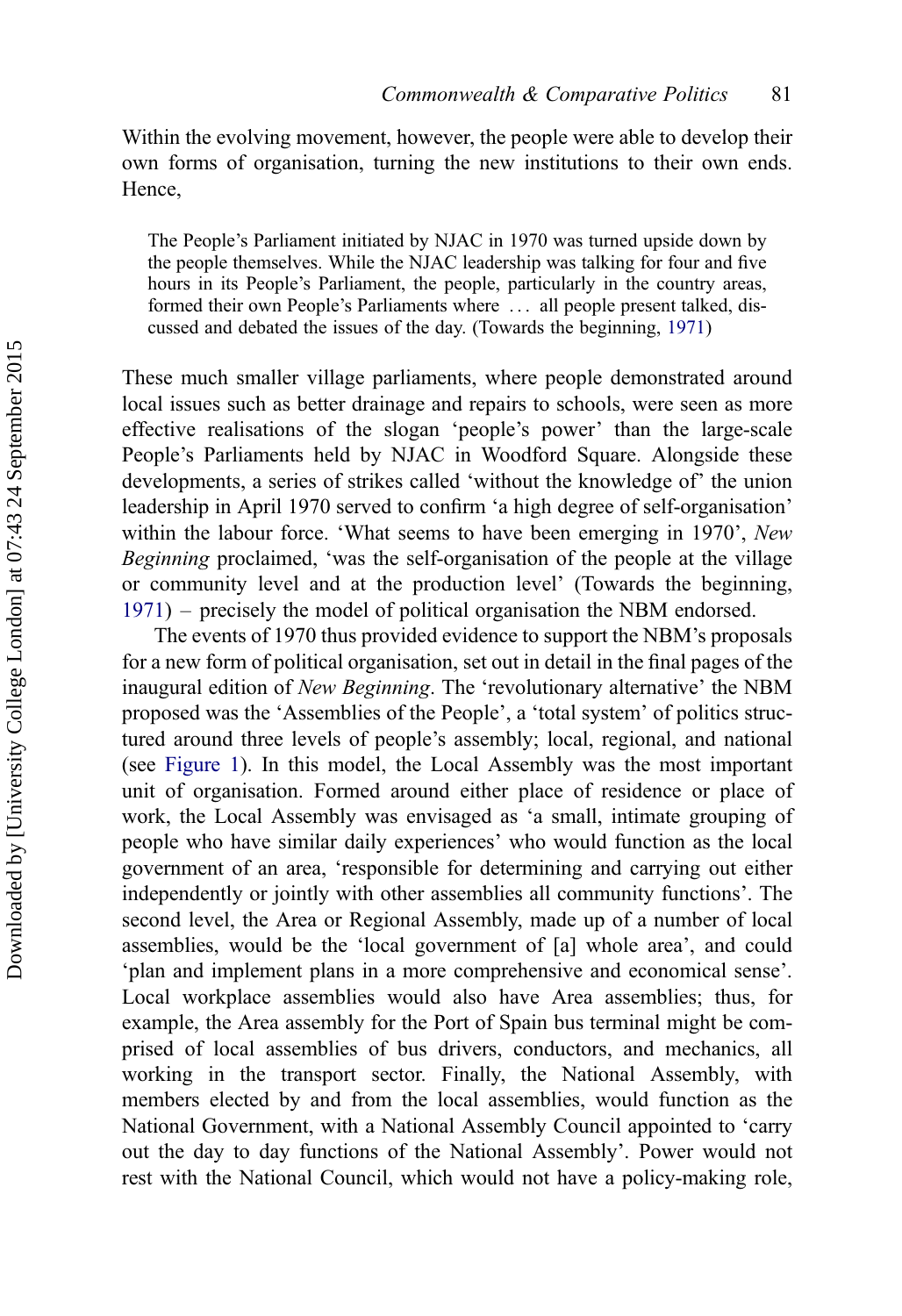Within the evolving movement, however, the people were able to develop their own forms of organisation, turning the new institutions to their own ends. Hence,

> The People's Parliament initiated by NJAC in 1970 was turned upside down by the people themselves. While the NJAC leadership was talking for four and five hours in its People's Parliament, the people, particularly in the country areas, formed their own People's Parliaments where … all people present talked, discussed and debated the issues of the day. (Towards the beginning, 1971)

These much smaller village parliaments, where people demonstrated around local issues such as better drainage and repairs to schools, were seen as more effective realisations of the slogan 'people's power' than the large-scale People's Parliaments held by NJAC in Woodford Square. Alongside these developments, a series of strikes called 'without the knowledge of' the union leadership in April 1970 served to confirm 'a high degree of self-organisation' within the labour force. 'What seems to have been emerging in 1970', *New Beginning* proclaimed, 'was the self-organisation of the people at the village or community level and at the production level' (Towards the beginning, 1971) – precisely the model of political organisation the NBM endorsed.

The events of 1970 thus provided evidence to support the NBM's proposals for a new form of political organisation, set out in detail in the final pages of the inaugural edition of *New Beginning*. The 'revolutionary alternative' the NBM proposed was the 'Assemblies of the People', a 'total system' of politics structured around three levels of people's assembly; local, regional, and national (see Figure 1). In this model, the Local Assembly was the most important unit of organisation. Formed around either place of residence or place of work, the Local Assembly was envisaged as 'a small, intimate grouping of people who have similar daily experiences' who would function as the local government of an area, 'responsible for determining and carrying out either independently or jointly with other assemblies all community functions'. The second level, the Area or Regional Assembly, made up of a number of local assemblies, would be the 'local government of [a] whole area', and could 'plan and implement plans in a more comprehensive and economical sense'. Local workplace assemblies would also have Area assemblies; thus, for example, the Area assembly for the Port of Spain bus terminal might be comprised of local assemblies of bus drivers, conductors, and mechanics, all working in the transport sector. Finally, the National Assembly, with members elected by and from the local assemblies, would function as the National Government, with a National Assembly Council appointed to 'carry out the day to day functions of the National Assembly'. Power would not rest with the National Council, which would not have a policy-making role,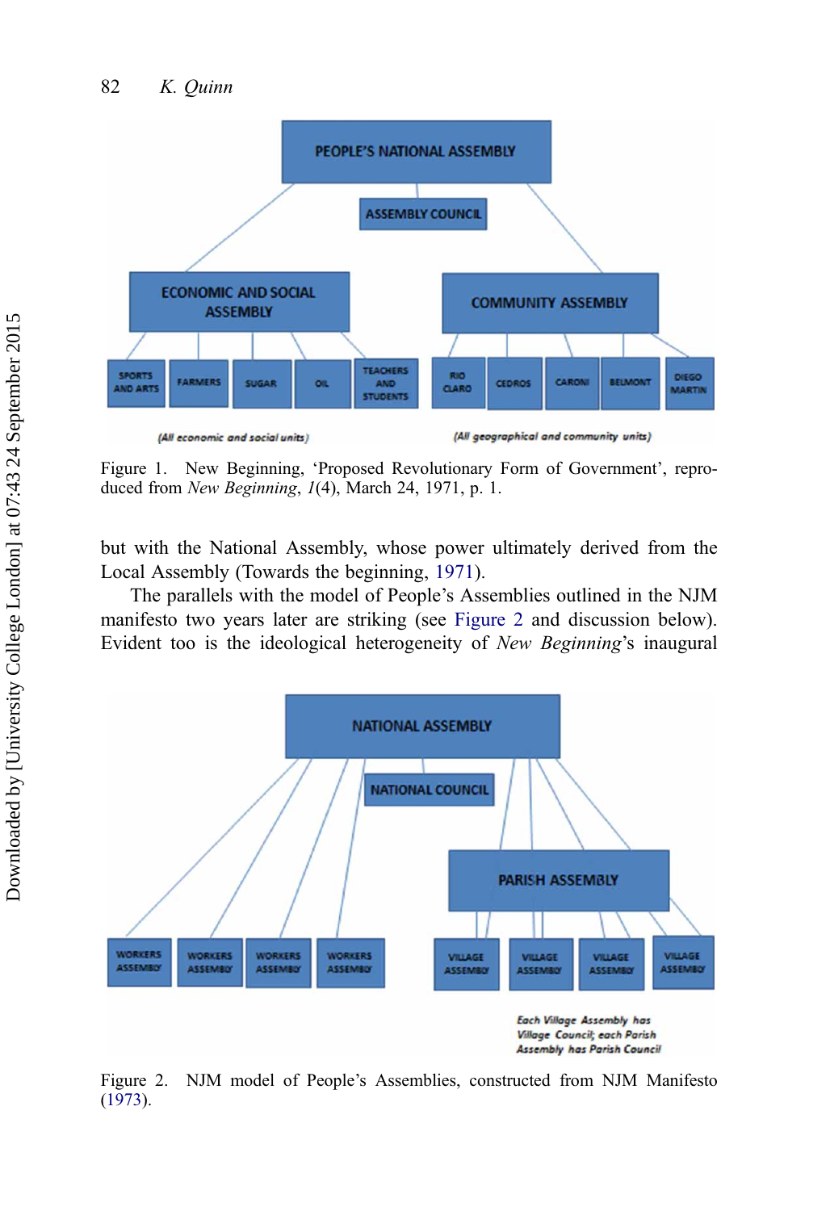Figure 1. New Beginning, 'Proposed Revolutionary Form of Government', reproduced from *New Beginning*, *1*(4), March 24, 1971, p. 1.

but with the National Assembly, whose power ultimately derived from the Local Assembly (Towards the beginning, 1971).

The parallels with the model of People's Assemblies outlined in the NJM manifesto two years later are striking (see Figure 2 and discussion below). Evident too is the ideological heterogeneity of *New Beginning*'s inaugural

Figure 2. NJM model of People's Assemblies, constructed from NJM Manifesto (1973).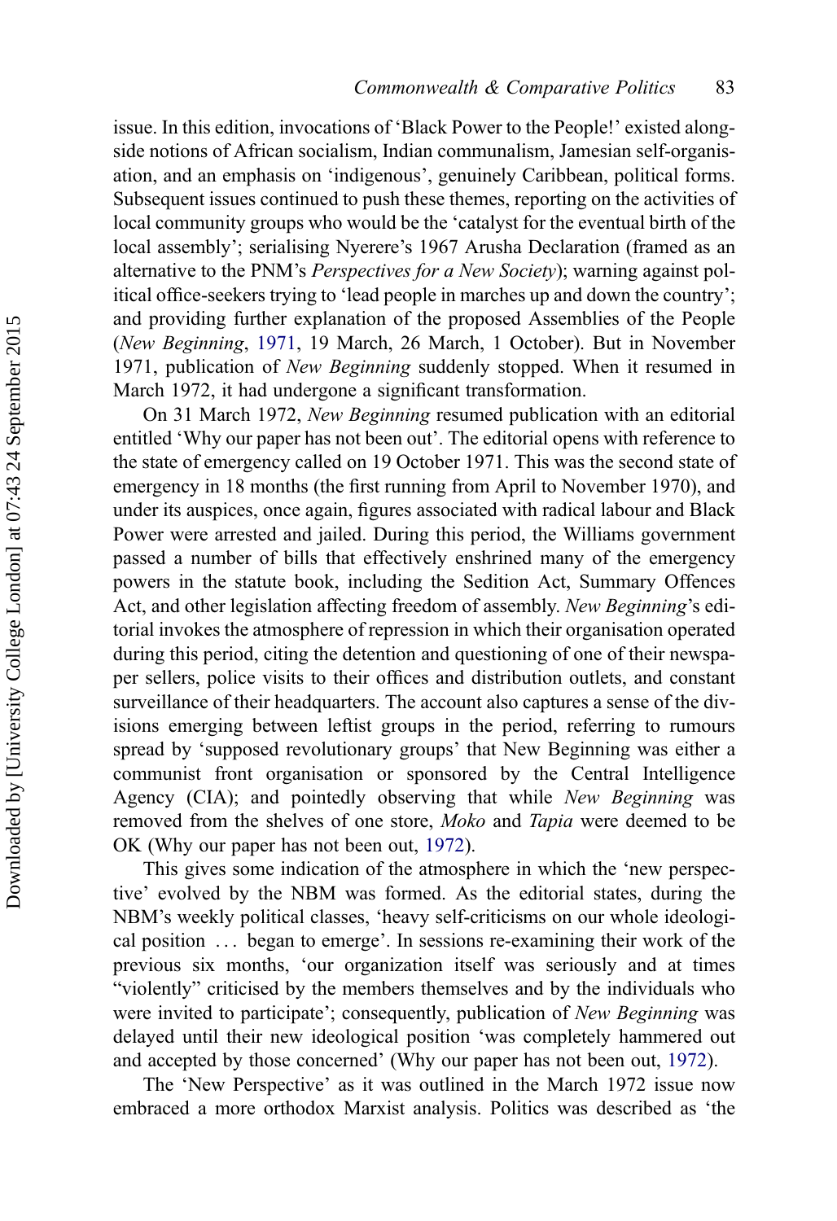issue. In this edition, invocations of 'Black Power to the People!' existed alongside notions of African socialism, Indian communalism, Jamesian self-organisation, and an emphasis on 'indigenous', genuinely Caribbean, political forms. Subsequent issues continued to push these themes, reporting on the activities of local community groups who would be the 'catalyst for the eventual birth of the local assembly'; serialising Nyerere's 1967 Arusha Declaration (framed as an alternative to the PNM's *Perspectives for a New Society*); warning against political office-seekers trying to 'lead people in marches up and down the country'; and providing further explanation of the proposed Assemblies of the People (*New Beginning*, 1971, 19 March, 26 March, 1 October). But in November 1971, publication of *New Beginning* suddenly stopped. When it resumed in March 1972, it had undergone a significant transformation.

On 31 March 1972, *New Beginning* resumed publication with an editorial entitled 'Why our paper has not been out'. The editorial opens with reference to the state of emergency called on 19 October 1971. This was the second state of emergency in 18 months (the first running from April to November 1970), and under its auspices, once again, figures associated with radical labour and Black Power were arrested and jailed. During this period, the Williams government passed a number of bills that effectively enshrined many of the emergency powers in the statute book, including the Sedition Act, Summary Offences Act, and other legislation affecting freedom of assembly. *New Beginning*'s editorial invokes the atmosphere of repression in which their organisation operated during this period, citing the detention and questioning of one of their newspaper sellers, police visits to their offices and distribution outlets, and constant surveillance of their headquarters. The account also captures a sense of the divisions emerging between leftist groups in the period, referring to rumours spread by 'supposed revolutionary groups' that New Beginning was either a communist front organisation or sponsored by the Central Intelligence Agency (CIA); and pointedly observing that while *New Beginning* was removed from the shelves of one store, *Moko* and *Tapia* were deemed to be OK (Why our paper has not been out, 1972).

This gives some indication of the atmosphere in which the 'new perspective' evolved by the NBM was formed. As the editorial states, during the NBM's weekly political classes, 'heavy self-criticisms on our whole ideological position … began to emerge'. In sessions re-examining their work of the previous six months, 'our organization itself was seriously and at times "violently" criticised by the members themselves and by the individuals who were invited to participate'; consequently, publication of *New Beginning* was delayed until their new ideological position 'was completely hammered out and accepted by those concerned' (Why our paper has not been out, 1972).

The 'New Perspective' as it was outlined in the March 1972 issue now embraced a more orthodox Marxist analysis. Politics was described as 'the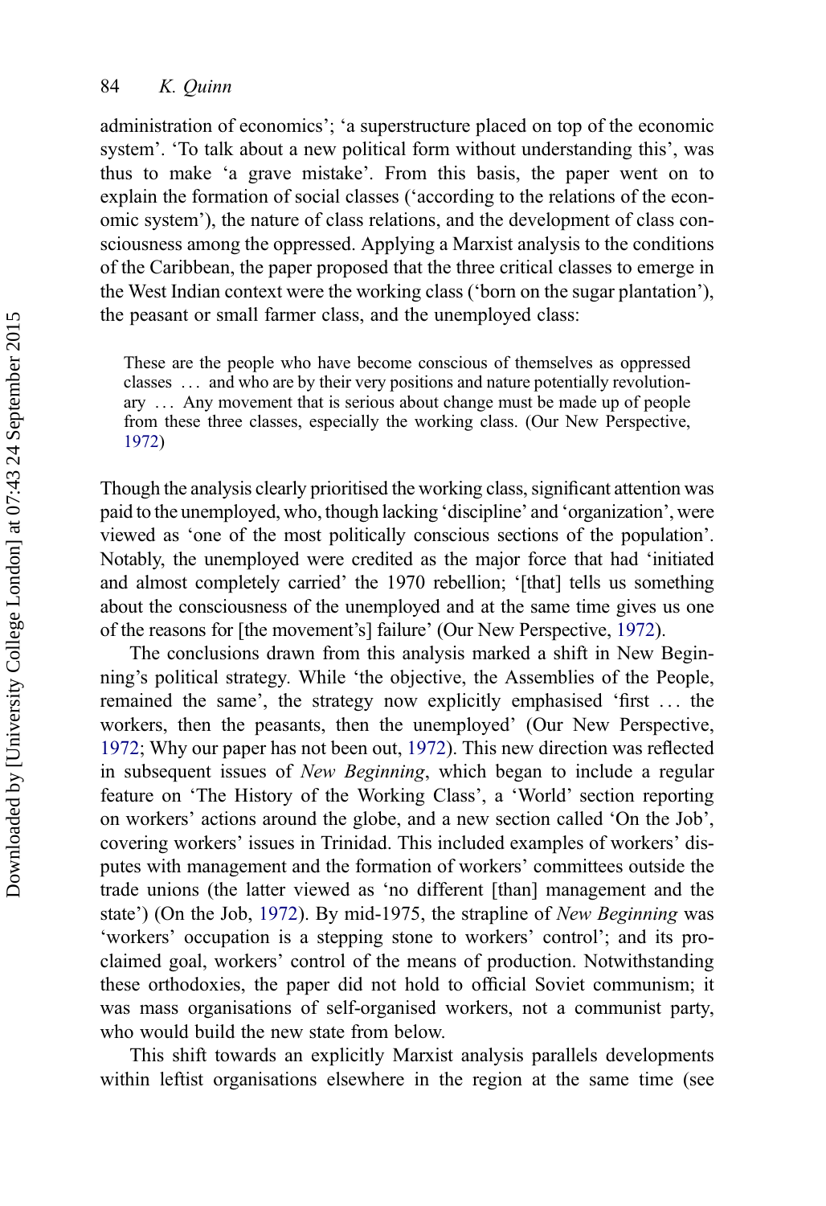administration of economics'; 'a superstructure placed on top of the economic system'. 'To talk about a new political form without understanding this', was thus to make 'a grave mistake'. From this basis, the paper went on to explain the formation of social classes ('according to the relations of the economic system'), the nature of class relations, and the development of class consciousness among the oppressed. Applying a Marxist analysis to the conditions of the Caribbean, the paper proposed that the three critical classes to emerge in the West Indian context were the working class ('born on the sugar plantation'), the peasant or small farmer class, and the unemployed class:

> These are the people who have become conscious of themselves as oppressed classes ... and who are by their very positions and nature potentially revolutionary ... Any movement that is serious about change must be made up of people from these three classes, especially the working class. (Our New Perspective, 1972)

Though the analysis clearly prioritised the working class, significant attention was paid to the unemployed, who, though lacking 'discipline' and 'organization', were viewed as 'one of the most politically conscious sections of the population'. Notably, the unemployed were credited as the major force that had 'initiated and almost completely carried' the 1970 rebellion; '[that] tells us something about the consciousness of the unemployed and at the same time gives us one of the reasons for [the movement's] failure' (Our New Perspective, 1972).

The conclusions drawn from this analysis marked a shift in New Beginning's political strategy. While 'the objective, the Assemblies of the People, remained the same', the strategy now explicitly emphasised 'first ... the workers, then the peasants, then the unemployed' (Our New Perspective, 1972; Why our paper has not been out, 1972). This new direction was reflected in subsequent issues of *New Beginning*, which began to include a regular feature on 'The History of the Working Class', a 'World' section reporting on workers' actions around the globe, and a new section called 'On the Job', covering workers' issues in Trinidad. This included examples of workers' disputes with management and the formation of workers' committees outside the trade unions (the latter viewed as 'no different [than] management and the state') (On the Job, 1972). By mid-1975, the strapline of *New Beginning* was 'workers' occupation is a stepping stone to workers' control'; and its proclaimed goal, workers' control of the means of production. Notwithstanding these orthodoxies, the paper did not hold to official Soviet communism; it was mass organisations of self-organised workers, not a communist party, who would build the new state from below.

This shift towards an explicitly Marxist analysis parallels developments within leftist organisations elsewhere in the region at the same time (see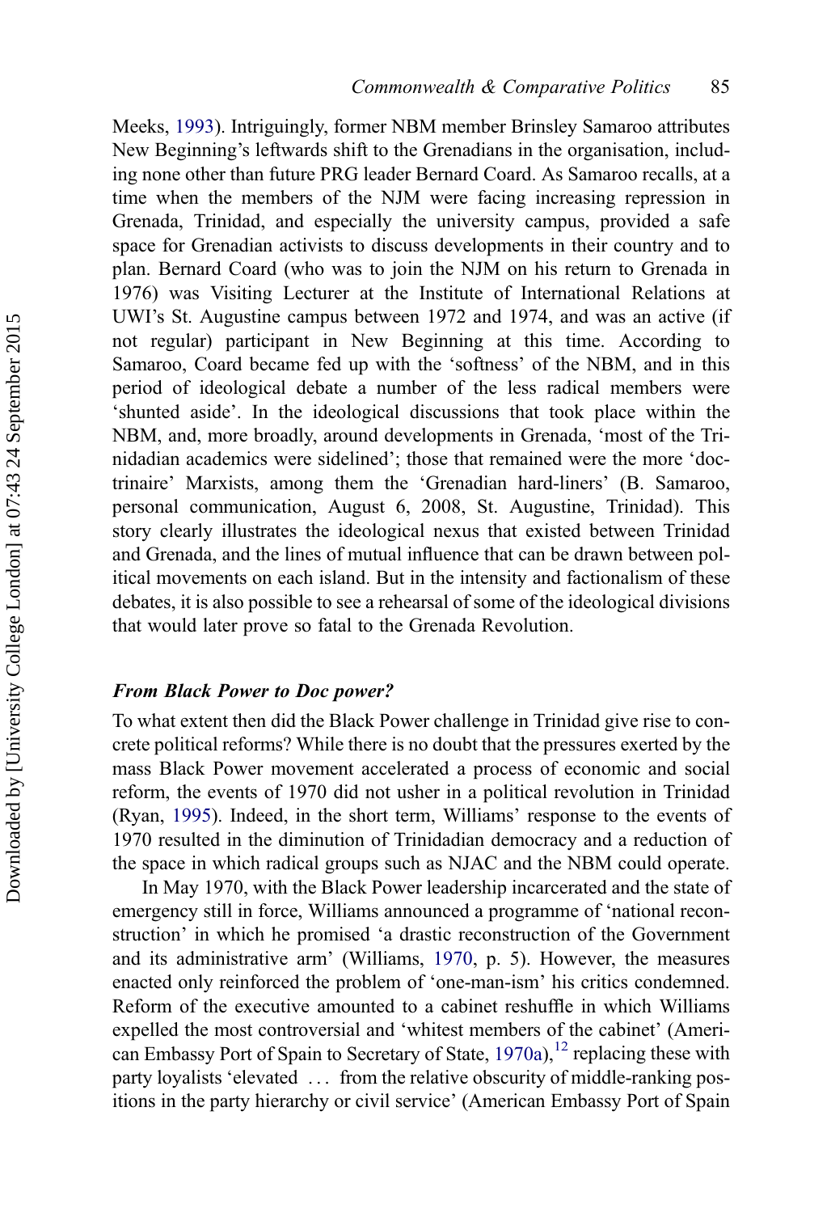Meeks, 1993). Intriguingly, former NBM member Brinsley Samaroo attributes New Beginning's leftwards shift to the Grenadians in the organisation, including none other than future PRG leader Bernard Coard. As Samaroo recalls, at a time when the members of the NJM were facing increasing repression in Grenada, Trinidad, and especially the university campus, provided a safe space for Grenadian activists to discuss developments in their country and to plan. Bernard Coard (who was to join the NJM on his return to Grenada in 1976) was Visiting Lecturer at the Institute of International Relations at UWI's St. Augustine campus between 1972 and 1974, and was an active (if not regular) participant in New Beginning at this time. According to Samaroo, Coard became fed up with the 'softness' of the NBM, and in this period of ideological debate a number of the less radical members were 'shunted aside'. In the ideological discussions that took place within the NBM, and, more broadly, around developments in Grenada, 'most of the Trinidadian academics were sidelined'; those that remained were the more 'doctrinaire' Marxists, among them the 'Grenadian hard-liners' (B. Samaroo, personal communication, August 6, 2008, St. Augustine, Trinidad). This story clearly illustrates the ideological nexus that existed between Trinidad and Grenada, and the lines of mutual influence that can be drawn between political movements on each island. But in the intensity and factionalism of these debates, it is also possible to see a rehearsal of some of the ideological divisions that would later prove so fatal to the Grenada Revolution.

### *From Black Power to Doc power?*

To what extent then did the Black Power challenge in Trinidad give rise to concrete political reforms? While there is no doubt that the pressures exerted by the mass Black Power movement accelerated a process of economic and social reform, the events of 1970 did not usher in a political revolution in Trinidad (Ryan, 1995). Indeed, in the short term, Williams' response to the events of 1970 resulted in the diminution of Trinidadian democracy and a reduction of the space in which radical groups such as NJAC and the NBM could operate.

In May 1970, with the Black Power leadership incarcerated and the state of emergency still in force, Williams announced a programme of 'national reconstruction' in which he promised 'a drastic reconstruction of the Government and its administrative arm' (Williams, 1970, p. 5). However, the measures enacted only reinforced the problem of 'one-man-ism' his critics condemned. Reform of the executive amounted to a cabinet reshuffle in which Williams expelled the most controversial and 'whitest members of the cabinet' (American Embassy Port of Spain to Secretary of State, 1970a),[12] replacing these with party loyalists 'elevated ... from the relative obscurity of middle-ranking positions in the party hierarchy or civil service' (American Embassy Port of Spain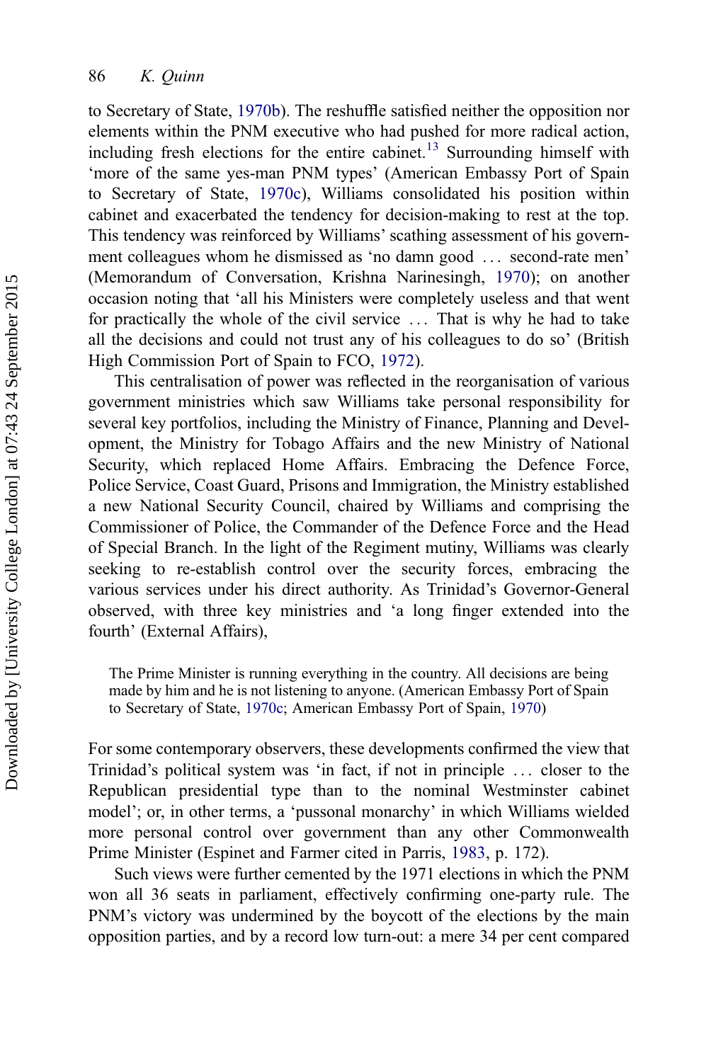to Secretary of State, 1970b). The reshuffle satisfied neither the opposition nor elements within the PNM executive who had pushed for more radical action, including fresh elections for the entire cabinet.[13] Surrounding himself with 'more of the same yes-man PNM types' (American Embassy Port of Spain to Secretary of State, 1970c), Williams consolidated his position within cabinet and exacerbated the tendency for decision-making to rest at the top. This tendency was reinforced by Williams' scathing assessment of his government colleagues whom he dismissed as 'no damn good … second-rate men' (Memorandum of Conversation, Krishna Narinesingh, 1970); on another occasion noting that 'all his Ministers were completely useless and that went for practically the whole of the civil service … That is why he had to take all the decisions and could not trust any of his colleagues to do so' (British High Commission Port of Spain to FCO, 1972).

This centralisation of power was reflected in the reorganisation of various government ministries which saw Williams take personal responsibility for several key portfolios, including the Ministry of Finance, Planning and Development, the Ministry for Tobago Affairs and the new Ministry of National Security, which replaced Home Affairs. Embracing the Defence Force, Police Service, Coast Guard, Prisons and Immigration, the Ministry established a new National Security Council, chaired by Williams and comprising the Commissioner of Police, the Commander of the Defence Force and the Head of Special Branch. In the light of the Regiment mutiny, Williams was clearly seeking to re-establish control over the security forces, embracing the various services under his direct authority. As Trinidad's Governor-General observed, with three key ministries and 'a long finger extended into the fourth' (External Affairs),

> The Prime Minister is running everything in the country. All decisions are being made by him and he is not listening to anyone. (American Embassy Port of Spain to Secretary of State, 1970c; American Embassy Port of Spain, 1970)

For some contemporary observers, these developments confirmed the view that Trinidad's political system was 'in fact, if not in principle … closer to the Republican presidential type than to the nominal Westminster cabinet model'; or, in other terms, a 'pussonal monarchy' in which Williams wielded more personal control over government than any other Commonwealth Prime Minister (Espinet and Farmer cited in Parris, 1983, p. 172).

Such views were further cemented by the 1971 elections in which the PNM won all 36 seats in parliament, effectively confirming one-party rule. The PNM's victory was undermined by the boycott of the elections by the main opposition parties, and by a record low turn-out: a mere 34 per cent compared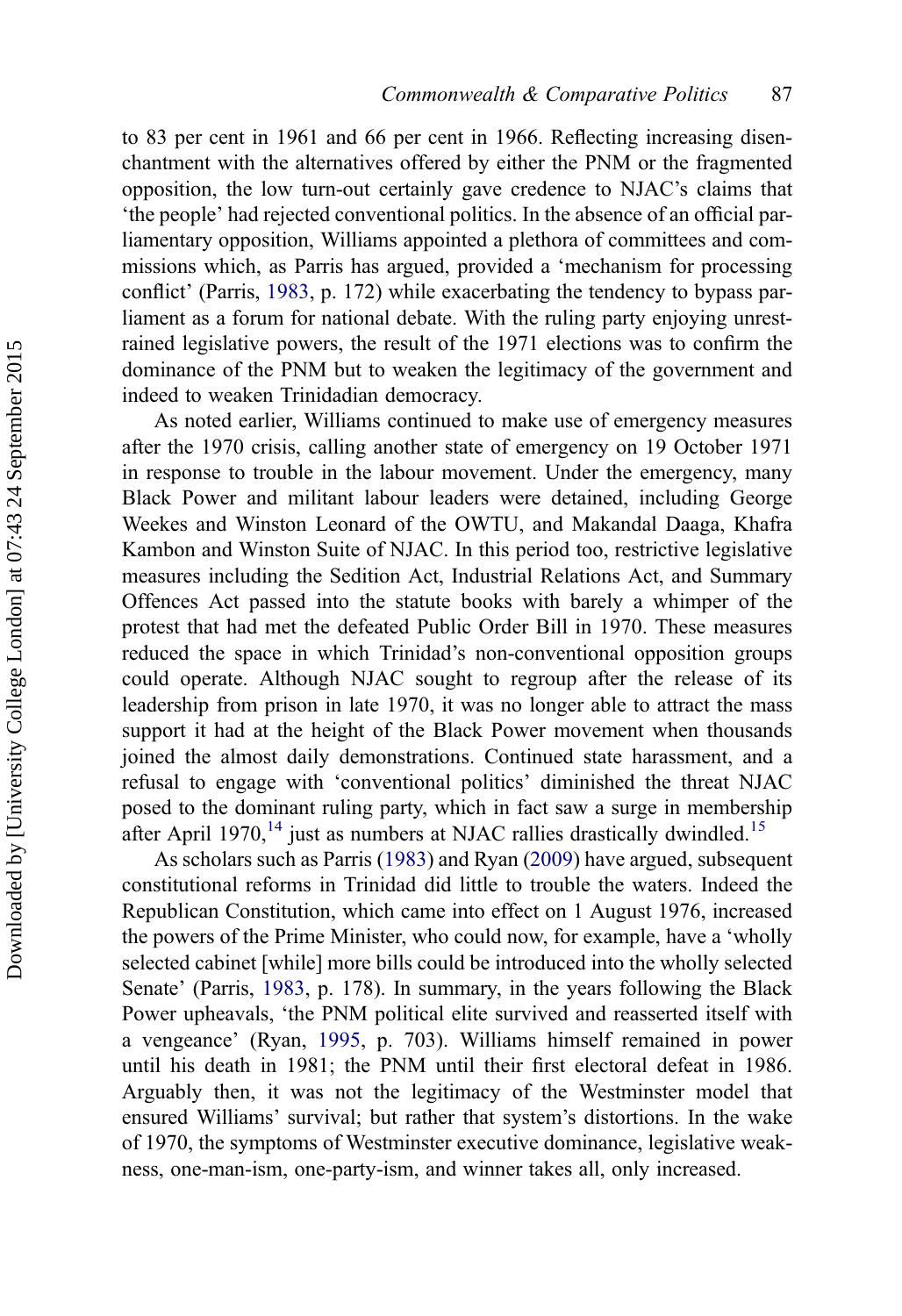to 83 per cent in 1961 and 66 per cent in 1966. Reflecting increasing disenchantment with the alternatives offered by either the PNM or the fragmented opposition, the low turn-out certainly gave credence to NJAC's claims that 'the people' had rejected conventional politics. In the absence of an official parliamentary opposition, Williams appointed a plethora of committees and commissions which, as Parris has argued, provided a 'mechanism for processing conflict' (Parris, 1983, p. 172) while exacerbating the tendency to bypass parliament as a forum for national debate. With the ruling party enjoying unrestrained legislative powers, the result of the 1971 elections was to confirm the dominance of the PNM but to weaken the legitimacy of the government and indeed to weaken Trinidadian democracy.

As noted earlier, Williams continued to make use of emergency measures after the 1970 crisis, calling another state of emergency on 19 October 1971 in response to trouble in the labour movement. Under the emergency, many Black Power and militant labour leaders were detained, including George Weekes and Winston Leonard of the OWTU, and Makandal Daaga, Khafra Kambon and Winston Suite of NJAC. In this period too, restrictive legislative measures including the Sedition Act, Industrial Relations Act, and Summary Offences Act passed into the statute books with barely a whimper of the protest that had met the defeated Public Order Bill in 1970. These measures reduced the space in which Trinidad's non-conventional opposition groups could operate. Although NJAC sought to regroup after the release of its leadership from prison in late 1970, it was no longer able to attract the mass support it had at the height of the Black Power movement when thousands joined the almost daily demonstrations. Continued state harassment, and a refusal to engage with 'conventional politics' diminished the threat NJAC posed to the dominant ruling party, which in fact saw a surge in membership after April 1970,[14] just as numbers at NJAC rallies drastically dwindled.[15]

As scholars such as Parris (1983) and Ryan (2009) have argued, subsequent constitutional reforms in Trinidad did little to trouble the waters. Indeed the Republican Constitution, which came into effect on 1 August 1976, increased the powers of the Prime Minister, who could now, for example, have a 'wholly selected cabinet [while] more bills could be introduced into the wholly selected Senate' (Parris, 1983, p. 178). In summary, in the years following the Black Power upheavals, 'the PNM political elite survived and reasserted itself with a vengeance' (Ryan, 1995, p. 703). Williams himself remained in power until his death in 1981; the PNM until their first electoral defeat in 1986. Arguably then, it was not the legitimacy of the Westminster model that ensured Williams' survival; but rather that system's distortions. In the wake of 1970, the symptoms of Westminster executive dominance, legislative weakness, one-man-ism, one-party-ism, and winner takes all, only increased.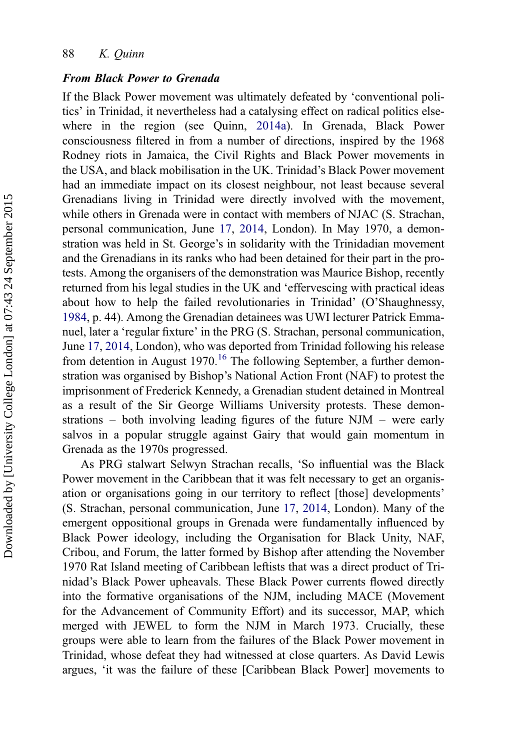### *From Black Power to Grenada*

If the Black Power movement was ultimately defeated by 'conventional politics' in Trinidad, it nevertheless had a catalysing effect on radical politics elsewhere in the region (see Quinn, 2014a). In Grenada, Black Power consciousness filtered in from a number of directions, inspired by the 1968 Rodney riots in Jamaica, the Civil Rights and Black Power movements in the USA, and black mobilisation in the UK. Trinidad's Black Power movement had an immediate impact on its closest neighbour, not least because several Grenadians living in Trinidad were directly involved with the movement, while others in Grenada were in contact with members of NJAC (S. Strachan, personal communication, June 17, 2014, London). In May 1970, a demonstration was held in St. George's in solidarity with the Trinidadian movement and the Grenadians in its ranks who had been detained for their part in the protests. Among the organisers of the demonstration was Maurice Bishop, recently returned from his legal studies in the UK and 'effervescing with practical ideas about how to help the failed revolutionaries in Trinidad' (O'Shaughnessy, 1984, p. 44). Among the Grenadian detainees was UWI lecturer Patrick Emmanuel, later a 'regular fixture' in the PRG (S. Strachan, personal communication, June 17, 2014, London), who was deported from Trinidad following his release from detention in August 1970.[16] The following September, a further demonstration was organised by Bishop's National Action Front (NAF) to protest the imprisonment of Frederick Kennedy, a Grenadian student detained in Montreal as a result of the Sir George Williams University protests. These demonstrations – both involving leading figures of the future NJM – were early salvos in a popular struggle against Gairy that would gain momentum in Grenada as the 1970s progressed.

As PRG stalwart Selwyn Strachan recalls, 'So influential was the Black Power movement in the Caribbean that it was felt necessary to get an organisation or organisations going in our territory to reflect [those] developments' (S. Strachan, personal communication, June 17, 2014, London). Many of the emergent oppositional groups in Grenada were fundamentally influenced by Black Power ideology, including the Organisation for Black Unity, NAF, Cribou, and Forum, the latter formed by Bishop after attending the November 1970 Rat Island meeting of Caribbean leftists that was a direct product of Trinidad's Black Power upheavals. These Black Power currents flowed directly into the formative organisations of the NJM, including MACE (Movement for the Advancement of Community Effort) and its successor, MAP, which merged with JEWEL to form the NJM in March 1973. Crucially, these groups were able to learn from the failures of the Black Power movement in Trinidad, whose defeat they had witnessed at close quarters. As David Lewis argues, 'it was the failure of these [Caribbean Black Power] movements to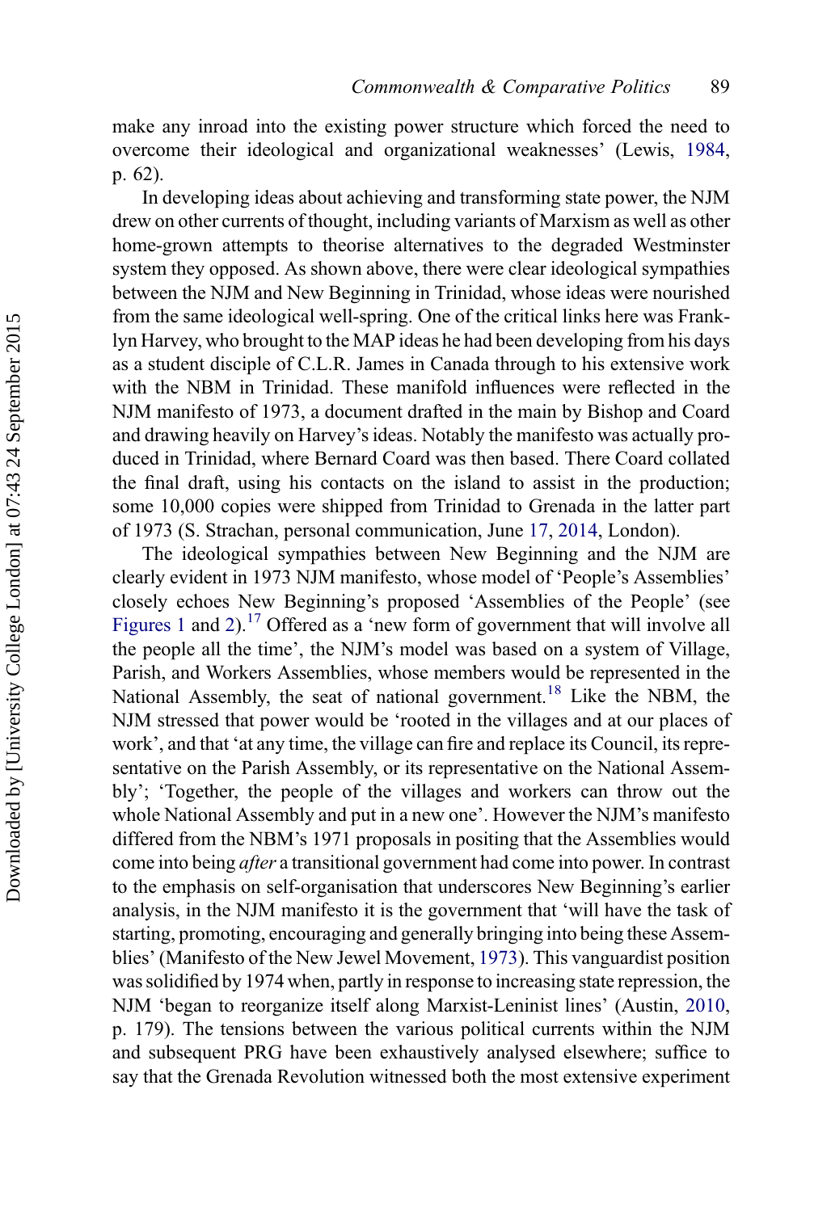make any inroad into the existing power structure which forced the need to overcome their ideological and organizational weaknesses' (Lewis, 1984, p. 62).

In developing ideas about achieving and transforming state power, the NJM drew on other currents of thought, including variants of Marxism as well as other home-grown attempts to theorise alternatives to the degraded Westminster system they opposed. As shown above, there were clear ideological sympathies between the NJM and New Beginning in Trinidad, whose ideas were nourished from the same ideological well-spring. One of the critical links here was Franklyn Harvey, who brought to the MAP ideas he had been developing from his days as a student disciple of C.L.R. James in Canada through to his extensive work with the NBM in Trinidad. These manifold influences were reflected in the NJM manifesto of 1973, a document drafted in the main by Bishop and Coard and drawing heavily on Harvey's ideas. Notably the manifesto was actually produced in Trinidad, where Bernard Coard was then based. There Coard collated the final draft, using his contacts on the island to assist in the production; some 10,000 copies were shipped from Trinidad to Grenada in the latter part of 1973 (S. Strachan, personal communication, June 17, 2014, London).

The ideological sympathies between New Beginning and the NJM are clearly evident in 1973 NJM manifesto, whose model of 'People's Assemblies' closely echoes New Beginning's proposed 'Assemblies of the People' (see Figures 1 and 2).[17] Offered as a 'new form of government that will involve all the people all the time', the NJM's model was based on a system of Village, Parish, and Workers Assemblies, whose members would be represented in the National Assembly, the seat of national government.[18] Like the NBM, the NJM stressed that power would be 'rooted in the villages and at our places of work', and that 'at any time, the village can fire and replace its Council, its representative on the Parish Assembly, or its representative on the National Assembly'; 'Together, the people of the villages and workers can throw out the whole National Assembly and put in a new one'. However the NJM's manifesto differed from the NBM's 1971 proposals in positing that the Assemblies would come into being *after* a transitional government had come into power. In contrast to the emphasis on self-organisation that underscores New Beginning's earlier analysis, in the NJM manifesto it is the government that 'will have the task of starting, promoting, encouraging and generally bringing into being these Assemblies' (Manifesto of the New Jewel Movement, 1973). This vanguardist position was solidified by 1974 when, partly in response to increasing state repression, the NJM 'began to reorganize itself along Marxist-Leninist lines' (Austin, 2010, p. 179). The tensions between the various political currents within the NJM and subsequent PRG have been exhaustively analysed elsewhere; suffice to say that the Grenada Revolution witnessed both the most extensive experiment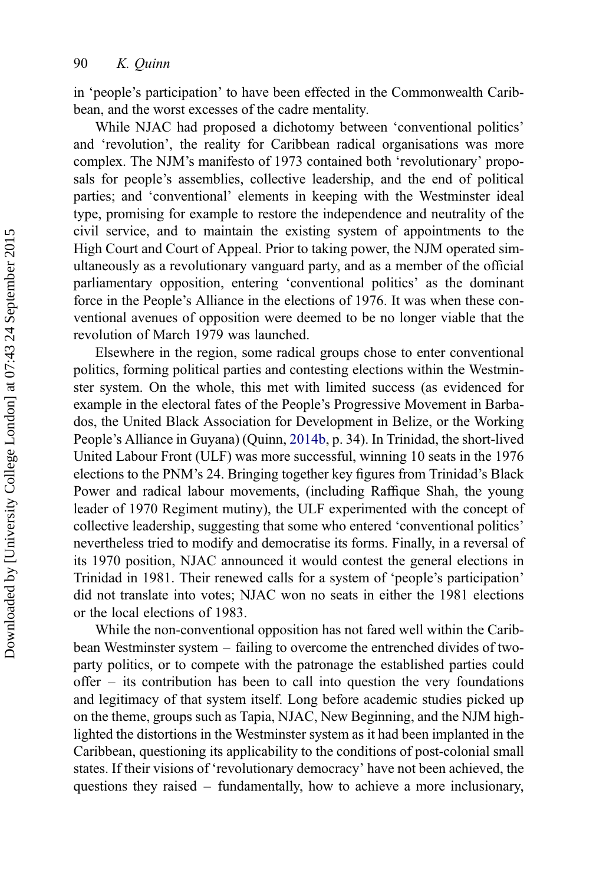in 'people's participation' to have been effected in the Commonwealth Caribbean, and the worst excesses of the cadre mentality.

While NJAC had proposed a dichotomy between 'conventional politics' and 'revolution', the reality for Caribbean radical organisations was more complex. The NJM's manifesto of 1973 contained both 'revolutionary' proposals for people's assemblies, collective leadership, and the end of political parties; and 'conventional' elements in keeping with the Westminster ideal type, promising for example to restore the independence and neutrality of the civil service, and to maintain the existing system of appointments to the High Court and Court of Appeal. Prior to taking power, the NJM operated simultaneously as a revolutionary vanguard party, and as a member of the official parliamentary opposition, entering 'conventional politics' as the dominant force in the People's Alliance in the elections of 1976. It was when these conventional avenues of opposition were deemed to be no longer viable that the revolution of March 1979 was launched.

Elsewhere in the region, some radical groups chose to enter conventional politics, forming political parties and contesting elections within the Westminster system. On the whole, this met with limited success (as evidenced for example in the electoral fates of the People's Progressive Movement in Barbados, the United Black Association for Development in Belize, or the Working People's Alliance in Guyana) (Quinn, 2014b, p. 34). In Trinidad, the short-lived United Labour Front (ULF) was more successful, winning 10 seats in the 1976 elections to the PNM's 24. Bringing together key figures from Trinidad's Black Power and radical labour movements, (including Raffique Shah, the young leader of 1970 Regiment mutiny), the ULF experimented with the concept of collective leadership, suggesting that some who entered 'conventional politics' nevertheless tried to modify and democratise its forms. Finally, in a reversal of its 1970 position, NJAC announced it would contest the general elections in Trinidad in 1981. Their renewed calls for a system of 'people's participation' did not translate into votes; NJAC won no seats in either the 1981 elections or the local elections of 1983.

While the non-conventional opposition has not fared well within the Caribbean Westminster system – failing to overcome the entrenched divides of two-party politics, or to compete with the patronage the established parties could offer – its contribution has been to call into question the very foundations and legitimacy of that system itself. Long before academic studies picked up on the theme, groups such as Tapia, NJAC, New Beginning, and the NJM highlighted the distortions in the Westminster system as it had been implanted in the Caribbean, questioning its applicability to the conditions of post-colonial small states. If their visions of 'revolutionary democracy' have not been achieved, the questions they raised – fundamentally, how to achieve a more inclusionary,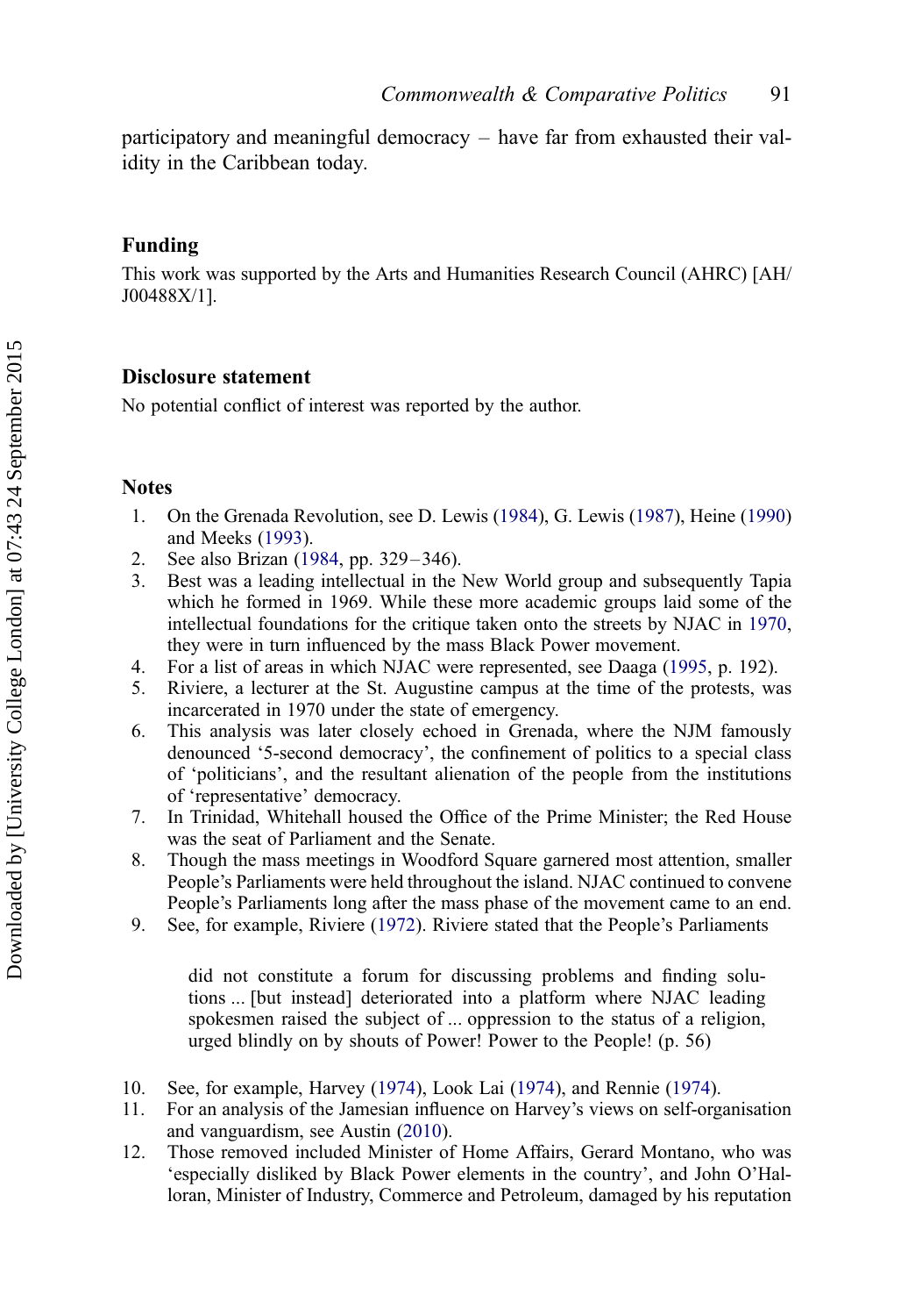participatory and meaningful democracy – have far from exhausted their validity in the Caribbean today.

## Funding

This work was supported by the Arts and Humanities Research Council (AHRC) [AH/J00488X/1].

## Disclosure statement

No potential conflict of interest was reported by the author.

## Notes

1. On the Grenada Revolution, see D. Lewis (1984), G. Lewis (1987), Heine (1990) and Meeks (1993).
2. See also Brizan (1984, pp. 329–346).
3. Best was a leading intellectual in the New World group and subsequently Tapia which he formed in 1969. While these more academic groups laid some of the intellectual foundations for the critique taken onto the streets by NJAC in 1970, they were in turn influenced by the mass Black Power movement.
4. For a list of areas in which NJAC were represented, see Daaga (1995, p. 192).
5. Riviere, a lecturer at the St. Augustine campus at the time of the protests, was incarcerated in 1970 under the state of emergency.
6. This analysis was later closely echoed in Grenada, where the NJM famously denounced '5-second democracy', the confinement of politics to a special class of 'politicians', and the resultant alienation of the people from the institutions of 'representative' democracy.
7. In Trinidad, Whitehall housed the Office of the Prime Minister; the Red House was the seat of Parliament and the Senate.
8. Though the mass meetings in Woodford Square garnered most attention, smaller People's Parliaments were held throughout the island. NJAC continued to convene People's Parliaments long after the mass phase of the movement came to an end.
9. See, for example, Riviere (1972). Riviere stated that the People's Parliaments

   > did not constitute a forum for discussing problems and finding solutions ... [but instead] deteriorated into a platform where NJAC leading spokesmen raised the subject of ... oppression to the status of a religion, urged blindly on by shouts of Power! Power to the People! (p. 56)

10. See, for example, Harvey (1974), Look Lai (1974), and Rennie (1974).
11. For an analysis of the Jamesian influence on Harvey's views on self-organisation and vanguardism, see Austin (2010).
12. Those removed included Minister of Home Affairs, Gerard Montano, who was 'especially disliked by Black Power elements in the country', and John O'Halloran, Minister of Industry, Commerce and Petroleum, damaged by his reputation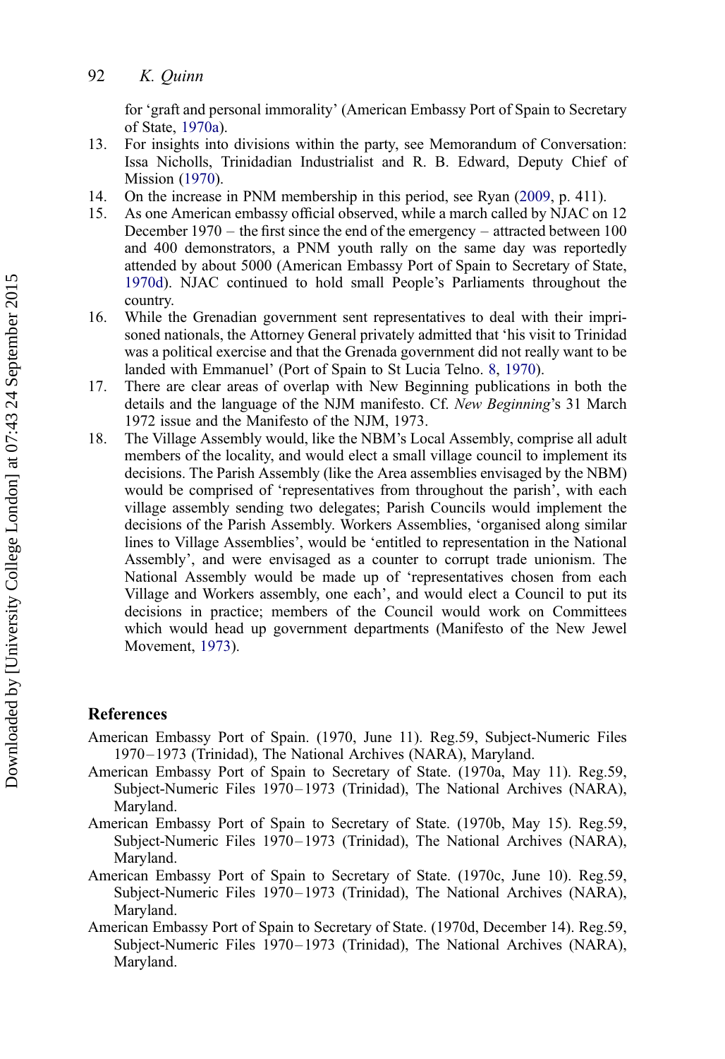for 'graft and personal immorality' (American Embassy Port of Spain to Secretary of State, 1970a).

13. For insights into divisions within the party, see Memorandum of Conversation: Issa Nicholls, Trinidadian Industrialist and R. B. Edward, Deputy Chief of Mission (1970).
14. On the increase in PNM membership in this period, see Ryan (2009, p. 411).
15. As one American embassy official observed, while a march called by NJAC on 12 December 1970 – the first since the end of the emergency – attracted between 100 and 400 demonstrators, a PNM youth rally on the same day was reportedly attended by about 5000 (American Embassy Port of Spain to Secretary of State, 1970d). NJAC continued to hold small People's Parliaments throughout the country.
16. While the Grenadian government sent representatives to deal with their imprisoned nationals, the Attorney General privately admitted that 'his visit to Trinidad was a political exercise and that the Grenada government did not really want to be landed with Emmanuel' (Port of Spain to St Lucia Telno. 8, 1970).
17. There are clear areas of overlap with New Beginning publications in both the details and the language of the NJM manifesto. Cf. *New Beginning*'s 31 March 1972 issue and the Manifesto of the NJM, 1973.
18. The Village Assembly would, like the NBM's Local Assembly, comprise all adult members of the locality, and would elect a small village council to implement its decisions. The Parish Assembly (like the Area assemblies envisaged by the NBM) would be comprised of 'representatives from throughout the parish', with each village assembly sending two delegates; Parish Councils would implement the decisions of the Parish Assembly. Workers Assemblies, 'organised along similar lines to Village Assemblies', would be 'entitled to representation in the National Assembly', and were envisaged as a counter to corrupt trade unionism. The National Assembly would be made up of 'representatives chosen from each Village and Workers assembly, one each', and would elect a Council to put its decisions in practice; members of the Council would work on Committees which would head up government departments (Manifesto of the New Jewel Movement, 1973).

## References

American Embassy Port of Spain. (1970, June 11). Reg.59, Subject-Numeric Files 1970–1973 (Trinidad), The National Archives (NARA), Maryland.

American Embassy Port of Spain to Secretary of State. (1970a, May 11). Reg.59, Subject-Numeric Files 1970–1973 (Trinidad), The National Archives (NARA), Maryland.

American Embassy Port of Spain to Secretary of State. (1970b, May 15). Reg.59, Subject-Numeric Files 1970–1973 (Trinidad), The National Archives (NARA), Maryland.

American Embassy Port of Spain to Secretary of State. (1970c, June 10). Reg.59, Subject-Numeric Files 1970–1973 (Trinidad), The National Archives (NARA), Maryland.

American Embassy Port of Spain to Secretary of State. (1970d, December 14). Reg.59, Subject-Numeric Files 1970–1973 (Trinidad), The National Archives (NARA), Maryland.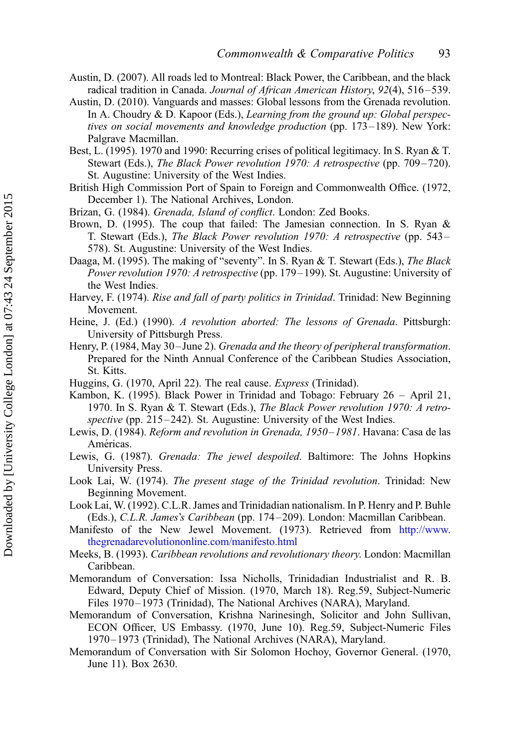Austin, D. (2007). All roads led to Montreal: Black Power, the Caribbean, and the black radical tradition in Canada. *Journal of African American History*, *92*(4), 516–539.

Austin, D. (2010). Vanguards and masses: Global lessons from the Grenada revolution. In A. Choudry & D. Kapoor (Eds.), *Learning from the ground up: Global perspectives on social movements and knowledge production* (pp. 173–189). New York: Palgrave Macmillan.

Best, L. (1995). 1970 and 1990: Recurring crises of political legitimacy. In S. Ryan & T. Stewart (Eds.), *The Black Power revolution 1970: A retrospective* (pp. 709–720). St. Augustine: University of the West Indies.

British High Commission Port of Spain to Foreign and Commonwealth Office. (1972, December 1). The National Archives, London.

Brizan, G. (1984). *Grenada, Island of conflict*. London: Zed Books.

Brown, D. (1995). The coup that failed: The Jamesian connection. In S. Ryan & T. Stewart (Eds.), *The Black Power revolution 1970: A retrospective* (pp. 543–578). St. Augustine: University of the West Indies.

Daaga, M. (1995). The making of "seventy". In S. Ryan & T. Stewart (Eds.), *The Black Power revolution 1970: A retrospective* (pp. 179–199). St. Augustine: University of the West Indies.

Harvey, F. (1974). *Rise and fall of party politics in Trinidad*. Trinidad: New Beginning Movement.

Heine, J. (Ed.) (1990). *A revolution aborted: The lessons of Grenada*. Pittsburgh: University of Pittsburgh Press.

Henry, P. (1984, May 30–June 2). *Grenada and the theory of peripheral transformation*. Prepared for the Ninth Annual Conference of the Caribbean Studies Association, St. Kitts.

Huggins, G. (1970, April 22). The real cause. *Express* (Trinidad).

Kambon, K. (1995). Black Power in Trinidad and Tobago: February 26 – April 21, 1970. In S. Ryan & T. Stewart (Eds.), *The Black Power revolution 1970: A retrospective* (pp. 215–242). St. Augustine: University of the West Indies.

Lewis, D. (1984). *Reform and revolution in Grenada, 1950–1981*. Havana: Casa de las Américas.

Lewis, G. (1987). *Grenada: The jewel despoiled*. Baltimore: The Johns Hopkins University Press.

Look Lai, W. (1974). *The present stage of the Trinidad revolution*. Trinidad: New Beginning Movement.

Look Lai, W. (1992). C.L.R. James and Trinidadian nationalism. In P. Henry and P. Buhle (Eds.), *C.L.R. James's Caribbean* (pp. 174–209). London: Macmillan Caribbean.

Manifesto of the New Jewel Movement. (1973). Retrieved from http://www.thegrenadarevolutiononline.com/manifesto.html

Meeks, B. (1993). *Caribbean revolutions and revolutionary theory*. London: Macmillan Caribbean.

Memorandum of Conversation: Issa Nicholls, Trinidadian Industrialist and R. B. Edward, Deputy Chief of Mission. (1970, March 18). Reg.59, Subject-Numeric Files 1970–1973 (Trinidad), The National Archives (NARA), Maryland.

Memorandum of Conversation, Krishna Narinesingh, Solicitor and John Sullivan, ECON Officer, US Embassy. (1970, June 10). Reg.59, Subject-Numeric Files 1970–1973 (Trinidad), The National Archives (NARA), Maryland.

Memorandum of Conversation with Sir Solomon Hochoy, Governor General. (1970, June 11). Box 2630.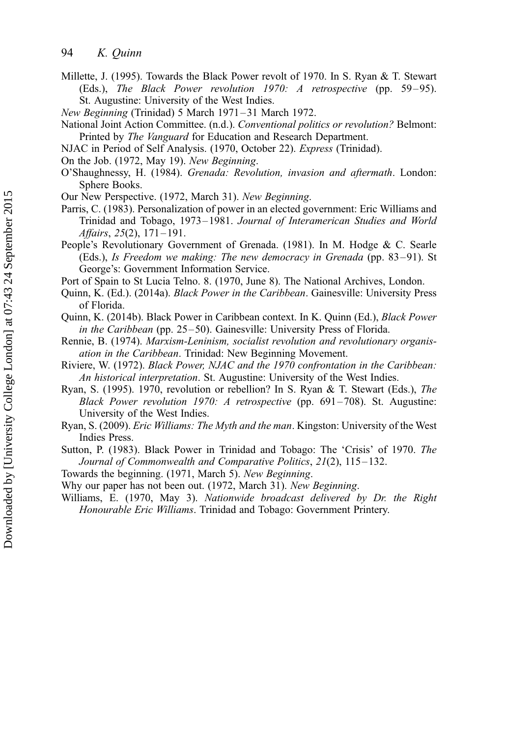Millette, J. (1995). Towards the Black Power revolt of 1970. In S. Ryan & T. Stewart (Eds.), *The Black Power revolution 1970: A retrospective* (pp. 59–95). St. Augustine: University of the West Indies.

*New Beginning* (Trinidad) 5 March 1971–31 March 1972.

National Joint Action Committee. (n.d.). *Conventional politics or revolution?* Belmont: Printed by *The Vanguard* for Education and Research Department.

NJAC in Period of Self Analysis. (1970, October 22). *Express* (Trinidad).

On the Job. (1972, May 19). *New Beginning*.

O'Shaughnessy, H. (1984). *Grenada: Revolution, invasion and aftermath*. London: Sphere Books.

Our New Perspective. (1972, March 31). *New Beginning*.

Parris, C. (1983). Personalization of power in an elected government: Eric Williams and Trinidad and Tobago, 1973–1981. *Journal of Interamerican Studies and World Affairs*, *25*(2), 171–191.

People's Revolutionary Government of Grenada. (1981). In M. Hodge & C. Searle (Eds.), *Is Freedom we making: The new democracy in Grenada* (pp. 83–91). St George's: Government Information Service.

Port of Spain to St Lucia Telno. 8. (1970, June 8). The National Archives, London.

Quinn, K. (Ed.). (2014a). *Black Power in the Caribbean*. Gainesville: University Press of Florida.

Quinn, K. (2014b). Black Power in Caribbean context. In K. Quinn (Ed.), *Black Power in the Caribbean* (pp. 25–50). Gainesville: University Press of Florida.

Rennie, B. (1974). *Marxism-Leninism, socialist revolution and revolutionary organisation in the Caribbean*. Trinidad: New Beginning Movement.

Riviere, W. (1972). *Black Power, NJAC and the 1970 confrontation in the Caribbean: An historical interpretation*. St. Augustine: University of the West Indies.

Ryan, S. (1995). 1970, revolution or rebellion? In S. Ryan & T. Stewart (Eds.), *The Black Power revolution 1970: A retrospective* (pp. 691–708). St. Augustine: University of the West Indies.

Ryan, S. (2009). *Eric Williams: The Myth and the man*. Kingston: University of the West Indies Press.

Sutton, P. (1983). Black Power in Trinidad and Tobago: The 'Crisis' of 1970. *The Journal of Commonwealth and Comparative Politics*, *21*(2), 115–132.

Towards the beginning. (1971, March 5). *New Beginning*.

Why our paper has not been out. (1972, March 31). *New Beginning*.

Williams, E. (1970, May 3). *Nationwide broadcast delivered by Dr. the Right Honourable Eric Williams*. Trinidad and Tobago: Government Printery.